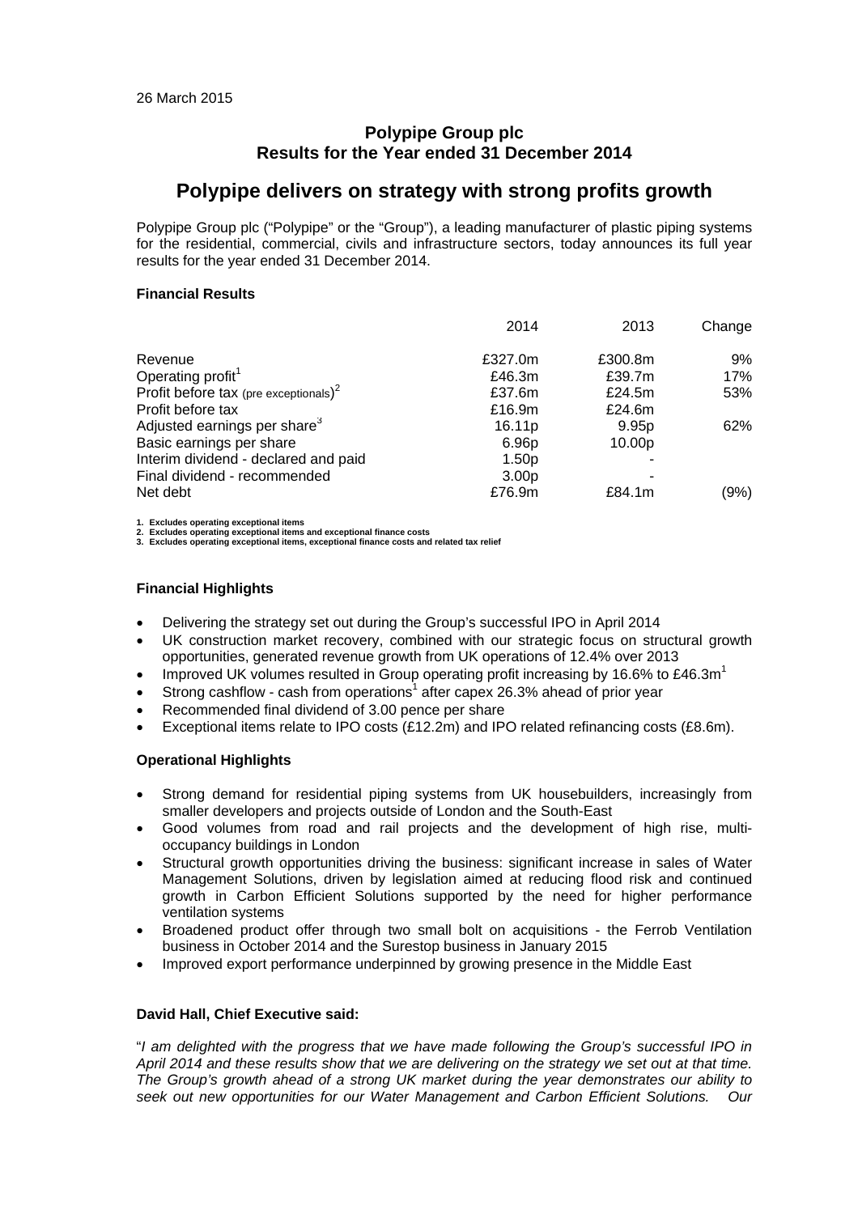26 March 2015

**Polypipe Group plc**
**Results for the Year ended 31 December 2014**

# Polypipe delivers on strategy with strong profits growth

Polypipe Group plc ("Polypipe" or the "Group"), a leading manufacturer of plastic piping systems for the residential, commercial, civils and infrastructure sectors, today announces its full year results for the year ended 31 December 2014.

### Financial Results

| | 2014 | 2013 | Change |
|---|---|---|---|
| Revenue | £327.0m | £300.8m | 9% |
| Operating profit[1] | £46.3m | £39.7m | 17% |
| Profit before tax (pre exceptionals)[2] | £37.6m | £24.5m | 53% |
| Profit before tax | £16.9m | £24.6m | |
| Adjusted earnings per share[3] | 16.11p | 9.95p | 62% |
| Basic earnings per share | 6.96p | 10.00p | |
| Interim dividend - declared and paid | 1.50p | - | |
| Final dividend - recommended | 3.00p | - | |
| Net debt | £76.9m | £84.1m | (9%) |

**1. Excludes operating exceptional items**
**2. Excludes operating exceptional items and exceptional finance costs**
**3. Excludes operating exceptional items, exceptional finance costs and related tax relief**

### Financial Highlights

- Delivering the strategy set out during the Group's successful IPO in April 2014
- UK construction market recovery, combined with our strategic focus on structural growth opportunities, generated revenue growth from UK operations of 12.4% over 2013
- Improved UK volumes resulted in Group operating profit increasing by 16.6% to £46.3m[1]
- Strong cashflow - cash from operations[1] after capex 26.3% ahead of prior year
- Recommended final dividend of 3.00 pence per share
- Exceptional items relate to IPO costs (£12.2m) and IPO related refinancing costs (£8.6m).

### Operational Highlights

- Strong demand for residential piping systems from UK housebuilders, increasingly from smaller developers and projects outside of London and the South-East
- Good volumes from road and rail projects and the development of high rise, multi-occupancy buildings in London
- Structural growth opportunities driving the business: significant increase in sales of Water Management Solutions, driven by legislation aimed at reducing flood risk and continued growth in Carbon Efficient Solutions supported by the need for higher performance ventilation systems
- Broadened product offer through two small bolt on acquisitions - the Ferrob Ventilation business in October 2014 and the Surestop business in January 2015
- Improved export performance underpinned by growing presence in the Middle East

**David Hall, Chief Executive said:**

"*I am delighted with the progress that we have made following the Group's successful IPO in April 2014 and these results show that we are delivering on the strategy we set out at that time. The Group's growth ahead of a strong UK market during the year demonstrates our ability to seek out new opportunities for our Water Management and Carbon Efficient Solutions. Our*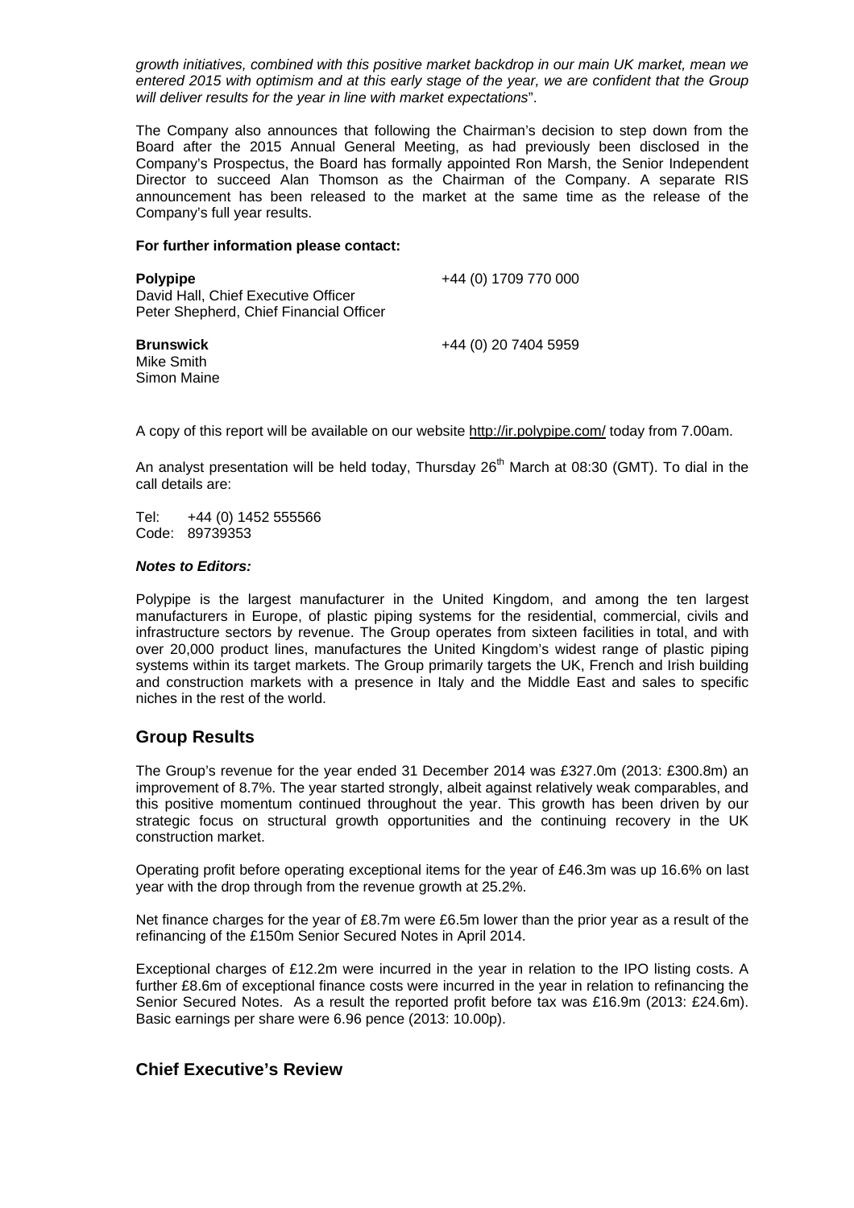*growth initiatives, combined with this positive market backdrop in our main UK market, mean we entered 2015 with optimism and at this early stage of the year, we are confident that the Group will deliver results for the year in line with market expectations*".

The Company also announces that following the Chairman's decision to step down from the Board after the 2015 Annual General Meeting, as had previously been disclosed in the Company's Prospectus, the Board has formally appointed Ron Marsh, the Senior Independent Director to succeed Alan Thomson as the Chairman of the Company. A separate RIS announcement has been released to the market at the same time as the release of the Company's full year results.

**For further information please contact:**

**Polypipe** +44 (0) 1709 770 000
David Hall, Chief Executive Officer
Peter Shepherd, Chief Financial Officer

**Brunswick** +44 (0) 20 7404 5959
Mike Smith
Simon Maine

A copy of this report will be available on our website http://ir.polypipe.com/ today from 7.00am.

An analyst presentation will be held today, Thursday 26th March at 08:30 (GMT). To dial in the call details are:

Tel: +44 (0) 1452 555566
Code: 89739353

***Notes to Editors:***

Polypipe is the largest manufacturer in the United Kingdom, and among the ten largest manufacturers in Europe, of plastic piping systems for the residential, commercial, civils and infrastructure sectors by revenue. The Group operates from sixteen facilities in total, and with over 20,000 product lines, manufactures the United Kingdom's widest range of plastic piping systems within its target markets. The Group primarily targets the UK, French and Irish building and construction markets with a presence in Italy and the Middle East and sales to specific niches in the rest of the world.

## Group Results

The Group's revenue for the year ended 31 December 2014 was £327.0m (2013: £300.8m) an improvement of 8.7%. The year started strongly, albeit against relatively weak comparables, and this positive momentum continued throughout the year. This growth has been driven by our strategic focus on structural growth opportunities and the continuing recovery in the UK construction market.

Operating profit before operating exceptional items for the year of £46.3m was up 16.6% on last year with the drop through from the revenue growth at 25.2%.

Net finance charges for the year of £8.7m were £6.5m lower than the prior year as a result of the refinancing of the £150m Senior Secured Notes in April 2014.

Exceptional charges of £12.2m were incurred in the year in relation to the IPO listing costs. A further £8.6m of exceptional finance costs were incurred in the year in relation to refinancing the Senior Secured Notes. As a result the reported profit before tax was £16.9m (2013: £24.6m). Basic earnings per share were 6.96 pence (2013: 10.00p).

## Chief Executive's Review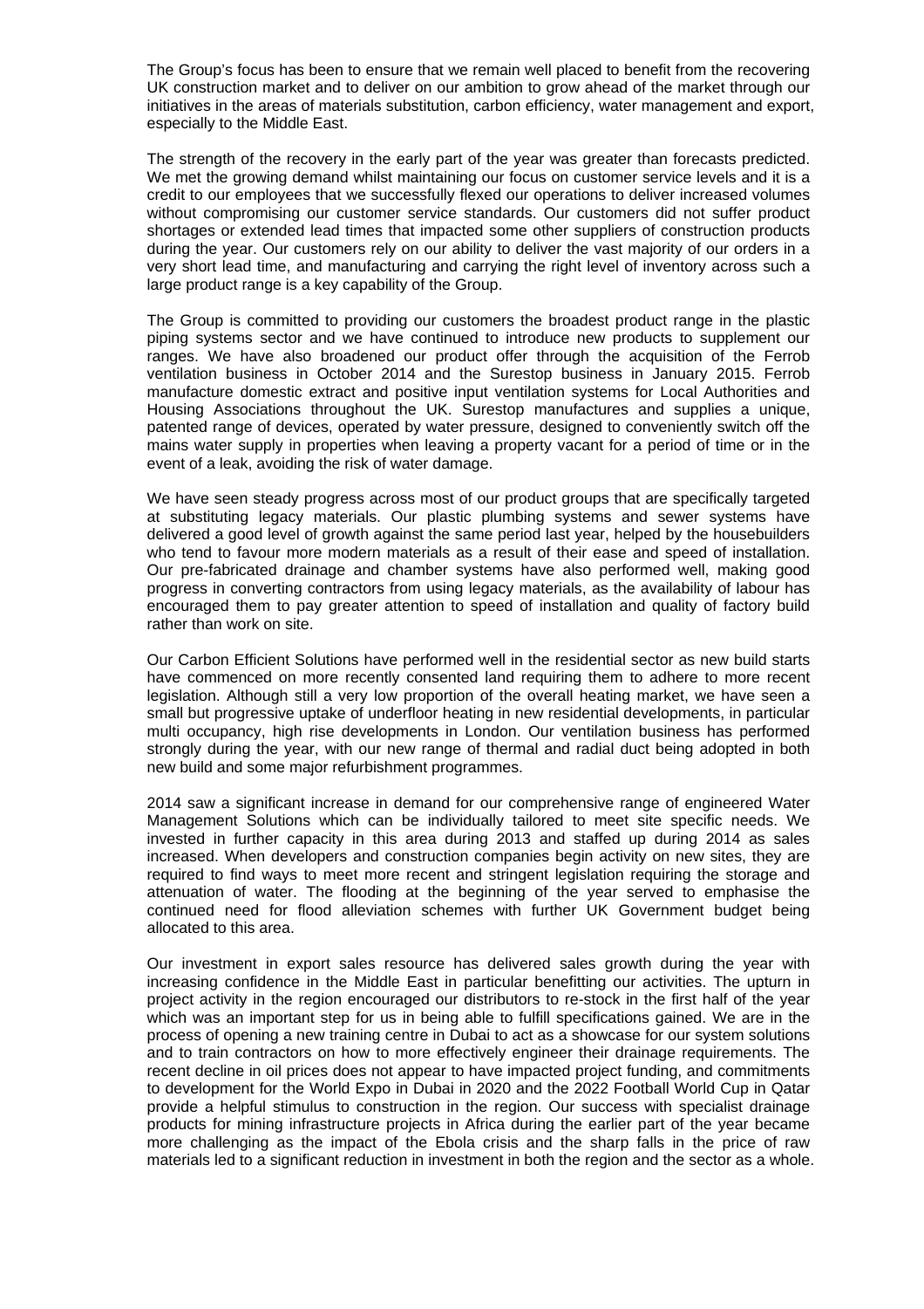The Group's focus has been to ensure that we remain well placed to benefit from the recovering UK construction market and to deliver on our ambition to grow ahead of the market through our initiatives in the areas of materials substitution, carbon efficiency, water management and export, especially to the Middle East.

The strength of the recovery in the early part of the year was greater than forecasts predicted. We met the growing demand whilst maintaining our focus on customer service levels and it is a credit to our employees that we successfully flexed our operations to deliver increased volumes without compromising our customer service standards. Our customers did not suffer product shortages or extended lead times that impacted some other suppliers of construction products during the year. Our customers rely on our ability to deliver the vast majority of our orders in a very short lead time, and manufacturing and carrying the right level of inventory across such a large product range is a key capability of the Group.

The Group is committed to providing our customers the broadest product range in the plastic piping systems sector and we have continued to introduce new products to supplement our ranges. We have also broadened our product offer through the acquisition of the Ferrob ventilation business in October 2014 and the Surestop business in January 2015. Ferrob manufacture domestic extract and positive input ventilation systems for Local Authorities and Housing Associations throughout the UK. Surestop manufactures and supplies a unique, patented range of devices, operated by water pressure, designed to conveniently switch off the mains water supply in properties when leaving a property vacant for a period of time or in the event of a leak, avoiding the risk of water damage.

We have seen steady progress across most of our product groups that are specifically targeted at substituting legacy materials. Our plastic plumbing systems and sewer systems have delivered a good level of growth against the same period last year, helped by the housebuilders who tend to favour more modern materials as a result of their ease and speed of installation. Our pre-fabricated drainage and chamber systems have also performed well, making good progress in converting contractors from using legacy materials, as the availability of labour has encouraged them to pay greater attention to speed of installation and quality of factory build rather than work on site.

Our Carbon Efficient Solutions have performed well in the residential sector as new build starts have commenced on more recently consented land requiring them to adhere to more recent legislation. Although still a very low proportion of the overall heating market, we have seen a small but progressive uptake of underfloor heating in new residential developments, in particular multi occupancy, high rise developments in London. Our ventilation business has performed strongly during the year, with our new range of thermal and radial duct being adopted in both new build and some major refurbishment programmes.

2014 saw a significant increase in demand for our comprehensive range of engineered Water Management Solutions which can be individually tailored to meet site specific needs. We invested in further capacity in this area during 2013 and staffed up during 2014 as sales increased. When developers and construction companies begin activity on new sites, they are required to find ways to meet more recent and stringent legislation requiring the storage and attenuation of water. The flooding at the beginning of the year served to emphasise the continued need for flood alleviation schemes with further UK Government budget being allocated to this area.

Our investment in export sales resource has delivered sales growth during the year with increasing confidence in the Middle East in particular benefitting our activities. The upturn in project activity in the region encouraged our distributors to re-stock in the first half of the year which was an important step for us in being able to fulfill specifications gained. We are in the process of opening a new training centre in Dubai to act as a showcase for our system solutions and to train contractors on how to more effectively engineer their drainage requirements. The recent decline in oil prices does not appear to have impacted project funding, and commitments to development for the World Expo in Dubai in 2020 and the 2022 Football World Cup in Qatar provide a helpful stimulus to construction in the region. Our success with specialist drainage products for mining infrastructure projects in Africa during the earlier part of the year became more challenging as the impact of the Ebola crisis and the sharp falls in the price of raw materials led to a significant reduction in investment in both the region and the sector as a whole.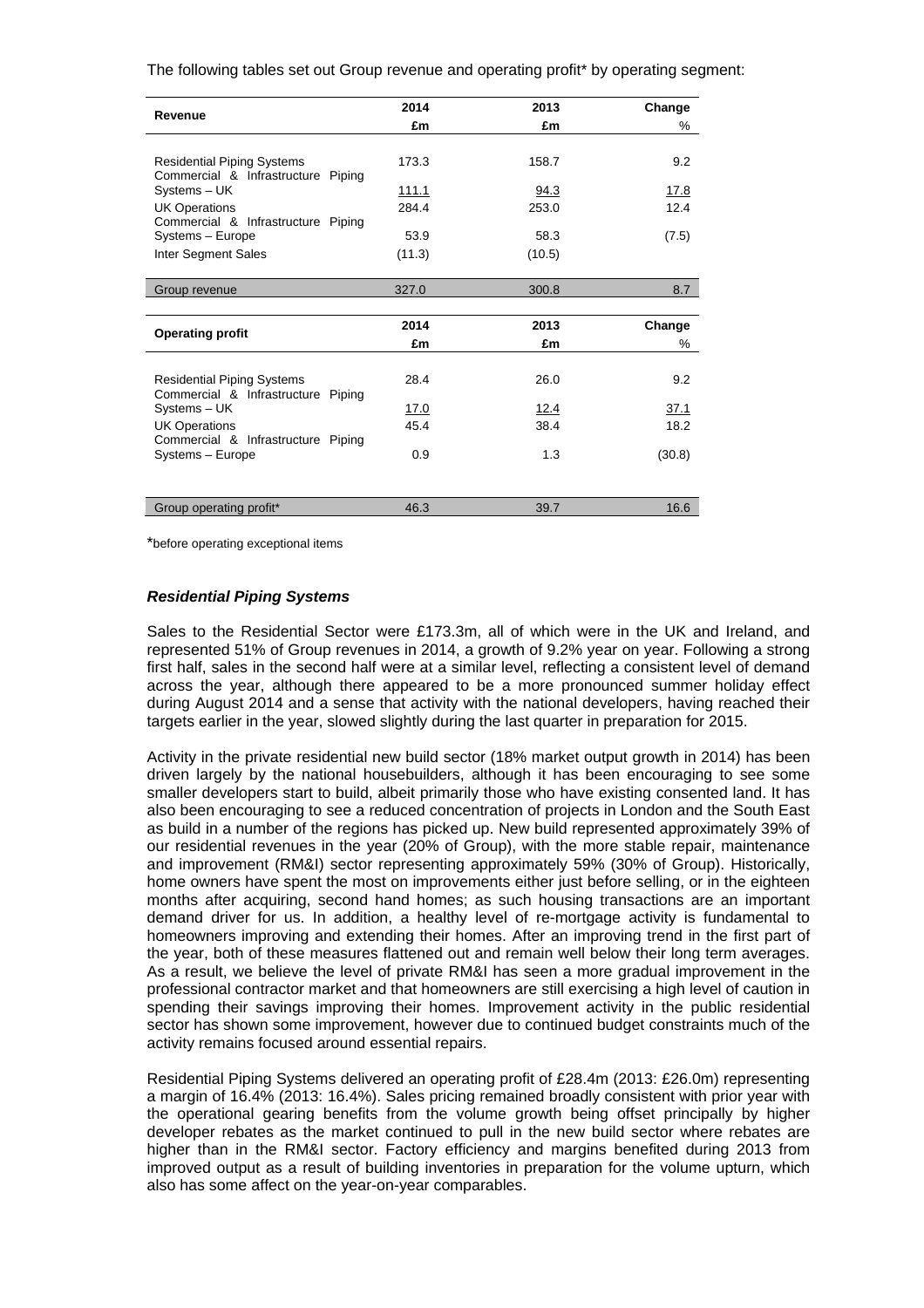The following tables set out Group revenue and operating profit* by operating segment:

| Revenue | 2014 £m | 2013 £m | Change % |
|---|---|---|---|
| Residential Piping Systems | 173.3 | 158.7 | 9.2 |
| Commercial & Infrastructure Piping Systems – UK | 111.1 | 94.3 | 17.8 |
| UK Operations | 284.4 | 253.0 | 12.4 |
| Commercial & Infrastructure Piping Systems – Europe | 53.9 | 58.3 | (7.5) |
| Inter Segment Sales | (11.3) | (10.5) | |
| Group revenue | 327.0 | 300.8 | 8.7 |

| Operating profit | 2014 £m | 2013 £m | Change % |
|---|---|---|---|
| Residential Piping Systems | 28.4 | 26.0 | 9.2 |
| Commercial & Infrastructure Piping Systems – UK | 17.0 | 12.4 | 37.1 |
| UK Operations | 45.4 | 38.4 | 18.2 |
| Commercial & Infrastructure Piping Systems – Europe | 0.9 | 1.3 | (30.8) |
| Group operating profit* | 46.3 | 39.7 | 16.6 |

*before operating exceptional items

***Residential Piping Systems***

Sales to the Residential Sector were £173.3m, all of which were in the UK and Ireland, and represented 51% of Group revenues in 2014, a growth of 9.2% year on year. Following a strong first half, sales in the second half were at a similar level, reflecting a consistent level of demand across the year, although there appeared to be a more pronounced summer holiday effect during August 2014 and a sense that activity with the national developers, having reached their targets earlier in the year, slowed slightly during the last quarter in preparation for 2015.

Activity in the private residential new build sector (18% market output growth in 2014) has been driven largely by the national housebuilders, although it has been encouraging to see some smaller developers start to build, albeit primarily those who have existing consented land. It has also been encouraging to see a reduced concentration of projects in London and the South East as build in a number of the regions has picked up. New build represented approximately 39% of our residential revenues in the year (20% of Group), with the more stable repair, maintenance and improvement (RM&I) sector representing approximately 59% (30% of Group). Historically, home owners have spent the most on improvements either just before selling, or in the eighteen months after acquiring, second hand homes; as such housing transactions are an important demand driver for us. In addition, a healthy level of re-mortgage activity is fundamental to homeowners improving and extending their homes. After an improving trend in the first part of the year, both of these measures flattened out and remain well below their long term averages. As a result, we believe the level of private RM&I has seen a more gradual improvement in the professional contractor market and that homeowners are still exercising a high level of caution in spending their savings improving their homes. Improvement activity in the public residential sector has shown some improvement, however due to continued budget constraints much of the activity remains focused around essential repairs.

Residential Piping Systems delivered an operating profit of £28.4m (2013: £26.0m) representing a margin of 16.4% (2013: 16.4%). Sales pricing remained broadly consistent with prior year with the operational gearing benefits from the volume growth being offset principally by higher developer rebates as the market continued to pull in the new build sector where rebates are higher than in the RM&I sector. Factory efficiency and margins benefited during 2013 from improved output as a result of building inventories in preparation for the volume upturn, which also has some affect on the year-on-year comparables.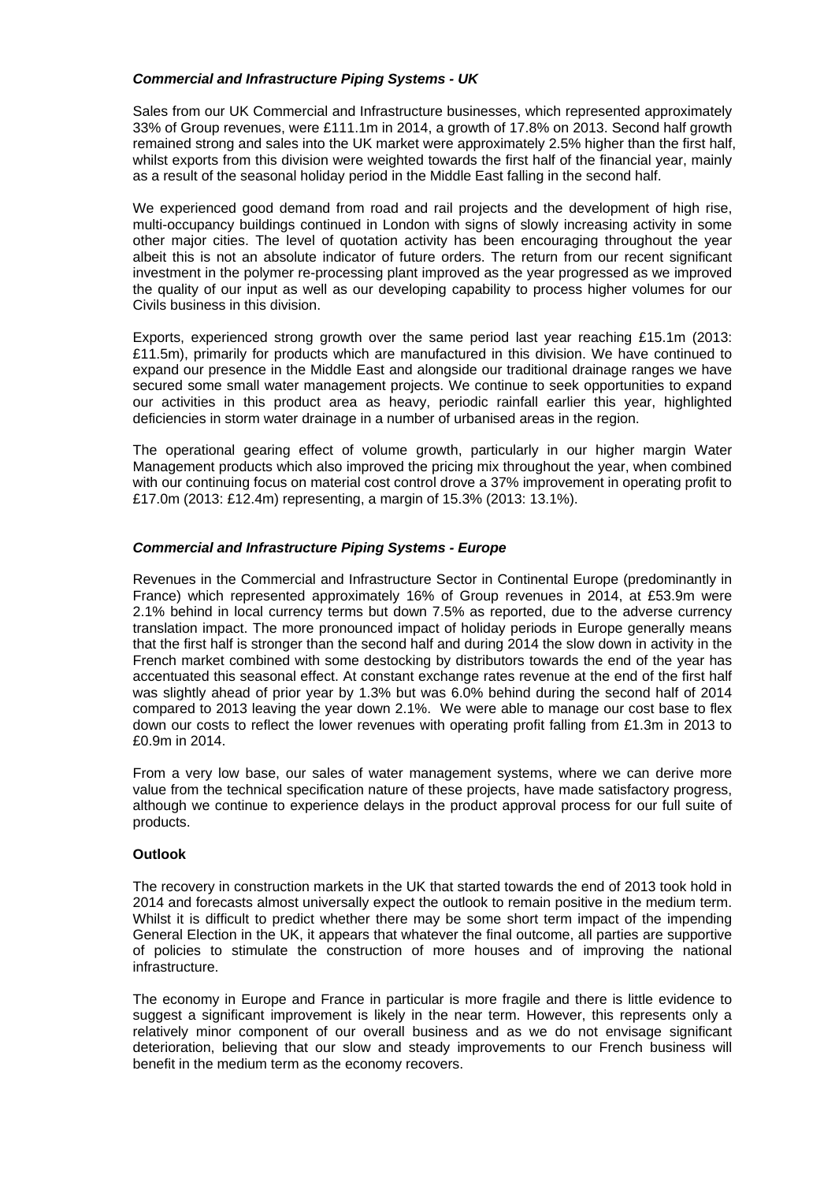### *Commercial and Infrastructure Piping Systems - UK*

Sales from our UK Commercial and Infrastructure businesses, which represented approximately 33% of Group revenues, were £111.1m in 2014, a growth of 17.8% on 2013. Second half growth remained strong and sales into the UK market were approximately 2.5% higher than the first half, whilst exports from this division were weighted towards the first half of the financial year, mainly as a result of the seasonal holiday period in the Middle East falling in the second half.

We experienced good demand from road and rail projects and the development of high rise, multi-occupancy buildings continued in London with signs of slowly increasing activity in some other major cities. The level of quotation activity has been encouraging throughout the year albeit this is not an absolute indicator of future orders. The return from our recent significant investment in the polymer re-processing plant improved as the year progressed as we improved the quality of our input as well as our developing capability to process higher volumes for our Civils business in this division.

Exports, experienced strong growth over the same period last year reaching £15.1m (2013: £11.5m), primarily for products which are manufactured in this division. We have continued to expand our presence in the Middle East and alongside our traditional drainage ranges we have secured some small water management projects. We continue to seek opportunities to expand our activities in this product area as heavy, periodic rainfall earlier this year, highlighted deficiencies in storm water drainage in a number of urbanised areas in the region.

The operational gearing effect of volume growth, particularly in our higher margin Water Management products which also improved the pricing mix throughout the year, when combined with our continuing focus on material cost control drove a 37% improvement in operating profit to £17.0m (2013: £12.4m) representing, a margin of 15.3% (2013: 13.1%).

### *Commercial and Infrastructure Piping Systems - Europe*

Revenues in the Commercial and Infrastructure Sector in Continental Europe (predominantly in France) which represented approximately 16% of Group revenues in 2014, at £53.9m were 2.1% behind in local currency terms but down 7.5% as reported, due to the adverse currency translation impact. The more pronounced impact of holiday periods in Europe generally means that the first half is stronger than the second half and during 2014 the slow down in activity in the French market combined with some destocking by distributors towards the end of the year has accentuated this seasonal effect. At constant exchange rates revenue at the end of the first half was slightly ahead of prior year by 1.3% but was 6.0% behind during the second half of 2014 compared to 2013 leaving the year down 2.1%. We were able to manage our cost base to flex down our costs to reflect the lower revenues with operating profit falling from £1.3m in 2013 to £0.9m in 2014.

From a very low base, our sales of water management systems, where we can derive more value from the technical specification nature of these projects, have made satisfactory progress, although we continue to experience delays in the product approval process for our full suite of products.

**Outlook**

The recovery in construction markets in the UK that started towards the end of 2013 took hold in 2014 and forecasts almost universally expect the outlook to remain positive in the medium term. Whilst it is difficult to predict whether there may be some short term impact of the impending General Election in the UK, it appears that whatever the final outcome, all parties are supportive of policies to stimulate the construction of more houses and of improving the national infrastructure.

The economy in Europe and France in particular is more fragile and there is little evidence to suggest a significant improvement is likely in the near term. However, this represents only a relatively minor component of our overall business and as we do not envisage significant deterioration, believing that our slow and steady improvements to our French business will benefit in the medium term as the economy recovers.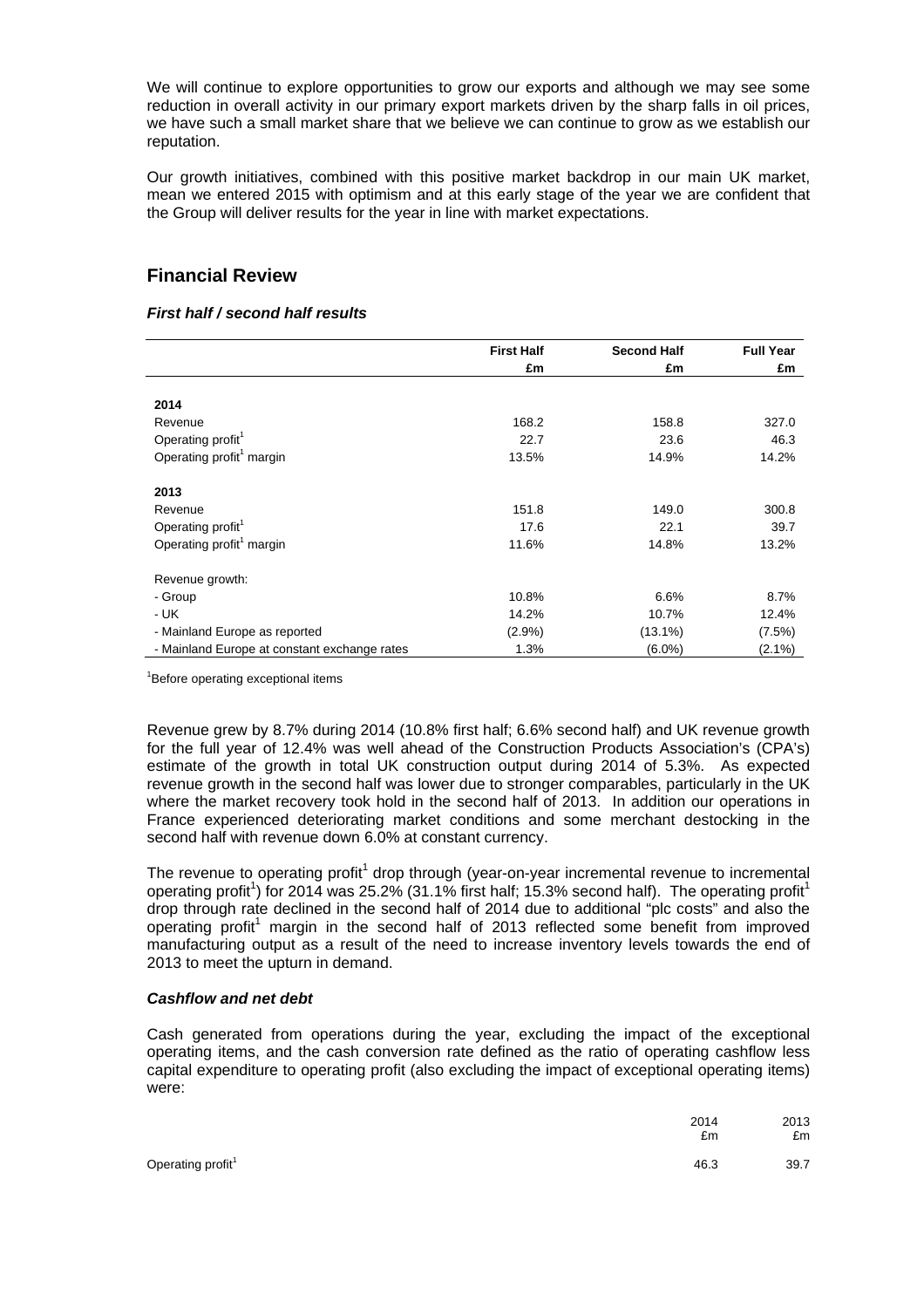We will continue to explore opportunities to grow our exports and although we may see some reduction in overall activity in our primary export markets driven by the sharp falls in oil prices, we have such a small market share that we believe we can continue to grow as we establish our reputation.

Our growth initiatives, combined with this positive market backdrop in our main UK market, mean we entered 2015 with optimism and at this early stage of the year we are confident that the Group will deliver results for the year in line with market expectations.

## Financial Review

### *First half / second half results*

| | First Half £m | Second Half £m | Full Year £m |
|---|---|---|---|
| **2014** | | | |
| Revenue | 168.2 | 158.8 | 327.0 |
| Operating profit[1] | 22.7 | 23.6 | 46.3 |
| Operating profit[1] margin | 13.5% | 14.9% | 14.2% |
| **2013** | | | |
| Revenue | 151.8 | 149.0 | 300.8 |
| Operating profit[1] | 17.6 | 22.1 | 39.7 |
| Operating profit[1] margin | 11.6% | 14.8% | 13.2% |
| Revenue growth: | | | |
| - Group | 10.8% | 6.6% | 8.7% |
| - UK | 14.2% | 10.7% | 12.4% |
| - Mainland Europe as reported | (2.9%) | (13.1%) | (7.5%) |
| - Mainland Europe at constant exchange rates | 1.3% | (6.0%) | (2.1%) |

[1]Before operating exceptional items

Revenue grew by 8.7% during 2014 (10.8% first half; 6.6% second half) and UK revenue growth for the full year of 12.4% was well ahead of the Construction Products Association's (CPA's) estimate of the growth in total UK construction output during 2014 of 5.3%. As expected revenue growth in the second half was lower due to stronger comparables, particularly in the UK where the market recovery took hold in the second half of 2013. In addition our operations in France experienced deteriorating market conditions and some merchant destocking in the second half with revenue down 6.0% at constant currency.

The revenue to operating profit[1] drop through (year-on-year incremental revenue to incremental operating profit[1]) for 2014 was 25.2% (31.1% first half; 15.3% second half). The operating profit[1] drop through rate declined in the second half of 2014 due to additional "plc costs" and also the operating profit[1] margin in the second half of 2013 reflected some benefit from improved manufacturing output as a result of the need to increase inventory levels towards the end of 2013 to meet the upturn in demand.

### *Cashflow and net debt*

Cash generated from operations during the year, excluding the impact of the exceptional operating items, and the cash conversion rate defined as the ratio of operating cashflow less capital expenditure to operating profit (also excluding the impact of exceptional operating items) were:

| | 2014 £m | 2013 £m |
|---|---|---|
| Operating profit[1] | 46.3 | 39.7 |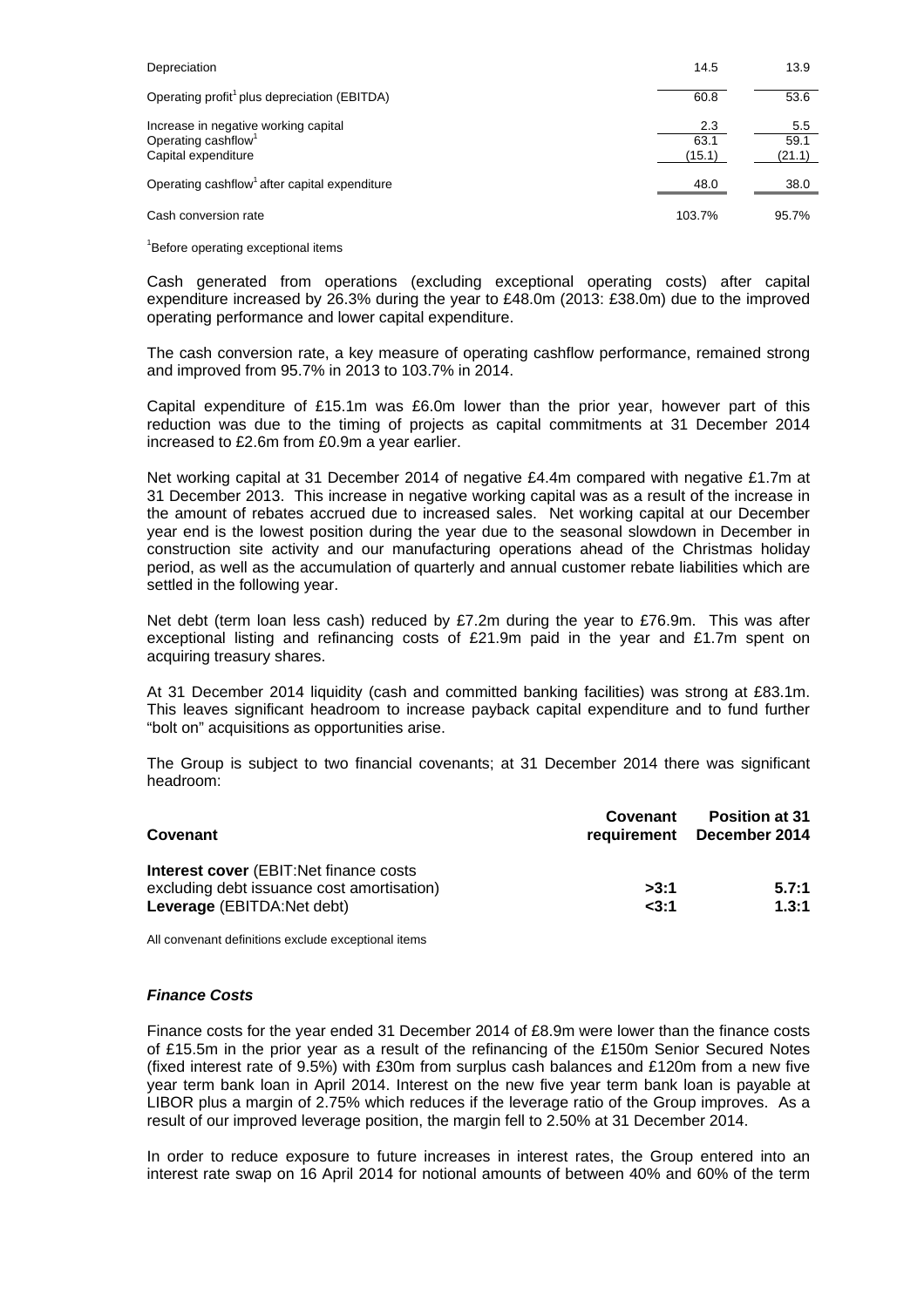| | | |
|---|---|---|
| Depreciation | 14.5 | 13.9 |
| Operating profit[1] plus depreciation (EBITDA) | 60.8 | 53.6 |
| Increase in negative working capital | 2.3 | 5.5 |
| Operating cashflow[1] | 63.1 | 59.1 |
| Capital expenditure | (15.1) | (21.1) |
| Operating cashflow[1] after capital expenditure | 48.0 | 38.0 |
| Cash conversion rate | 103.7% | 95.7% |

[1]Before operating exceptional items

Cash generated from operations (excluding exceptional operating costs) after capital expenditure increased by 26.3% during the year to £48.0m (2013: £38.0m) due to the improved operating performance and lower capital expenditure.

The cash conversion rate, a key measure of operating cashflow performance, remained strong and improved from 95.7% in 2013 to 103.7% in 2014.

Capital expenditure of £15.1m was £6.0m lower than the prior year, however part of this reduction was due to the timing of projects as capital commitments at 31 December 2014 increased to £2.6m from £0.9m a year earlier.

Net working capital at 31 December 2014 of negative £4.4m compared with negative £1.7m at 31 December 2013. This increase in negative working capital was as a result of the increase in the amount of rebates accrued due to increased sales. Net working capital at our December year end is the lowest position during the year due to the seasonal slowdown in December in construction site activity and our manufacturing operations ahead of the Christmas holiday period, as well as the accumulation of quarterly and annual customer rebate liabilities which are settled in the following year.

Net debt (term loan less cash) reduced by £7.2m during the year to £76.9m. This was after exceptional listing and refinancing costs of £21.9m paid in the year and £1.7m spent on acquiring treasury shares.

At 31 December 2014 liquidity (cash and committed banking facilities) was strong at £83.1m. This leaves significant headroom to increase payback capital expenditure and to fund further "bolt on" acquisitions as opportunities arise.

The Group is subject to two financial covenants; at 31 December 2014 there was significant headroom:

| Covenant | Covenant requirement | Position at 31 December 2014 |
|---|---|---|
| **Interest cover** (EBIT:Net finance costs excluding debt issuance cost amortisation) | **>3:1** | **5.7:1** |
| **Leverage** (EBITDA:Net debt) | **<3:1** | **1.3:1** |

All covenant definitions exclude exceptional items

### *Finance Costs*

Finance costs for the year ended 31 December 2014 of £8.9m were lower than the finance costs of £15.5m in the prior year as a result of the refinancing of the £150m Senior Secured Notes (fixed interest rate of 9.5%) with £30m from surplus cash balances and £120m from a new five year term bank loan in April 2014. Interest on the new five year term bank loan is payable at LIBOR plus a margin of 2.75% which reduces if the leverage ratio of the Group improves. As a result of our improved leverage position, the margin fell to 2.50% at 31 December 2014.

In order to reduce exposure to future increases in interest rates, the Group entered into an interest rate swap on 16 April 2014 for notional amounts of between 40% and 60% of the term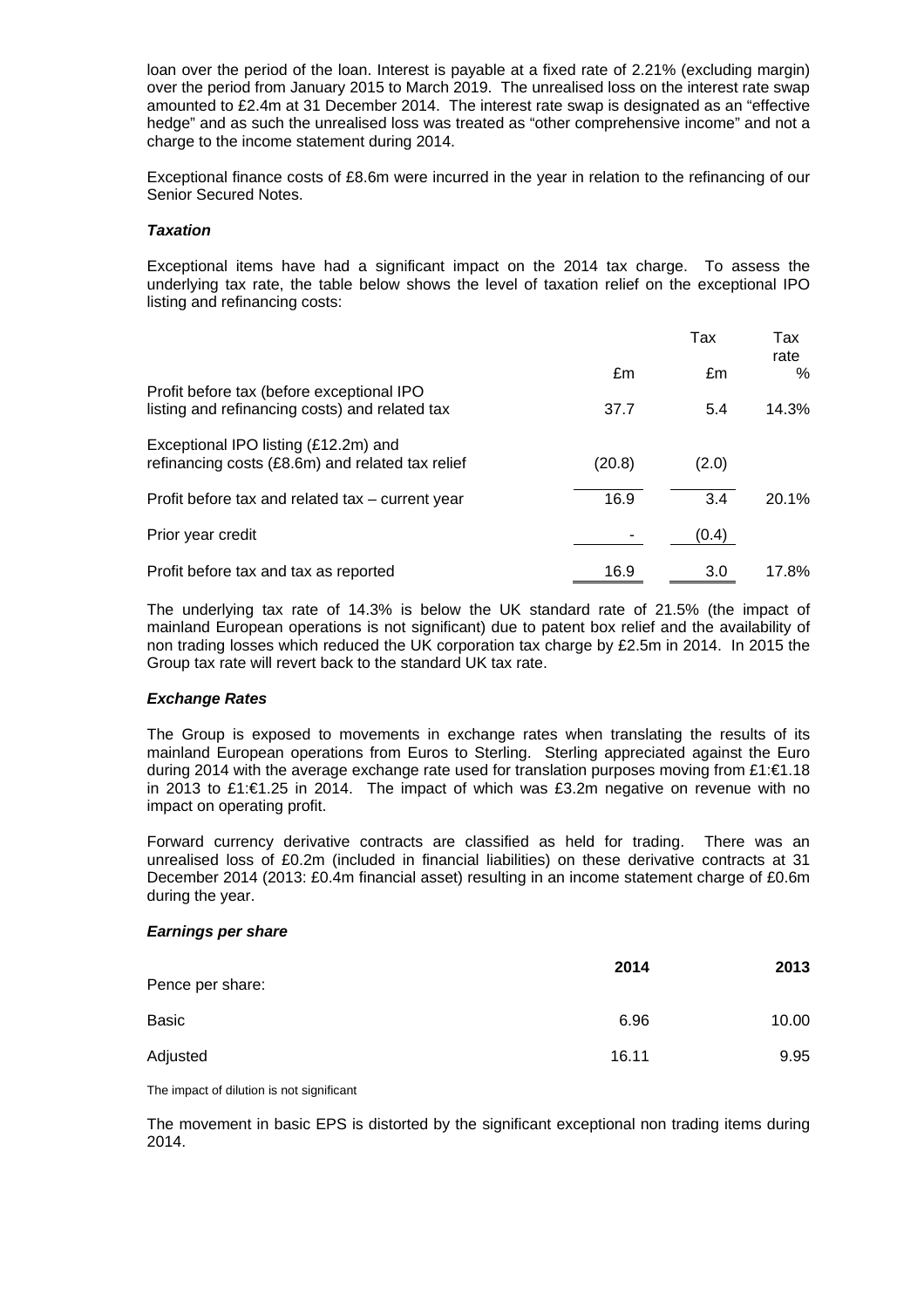loan over the period of the loan. Interest is payable at a fixed rate of 2.21% (excluding margin) over the period from January 2015 to March 2019. The unrealised loss on the interest rate swap amounted to £2.4m at 31 December 2014. The interest rate swap is designated as an "effective hedge" and as such the unrealised loss was treated as "other comprehensive income" and not a charge to the income statement during 2014.

Exceptional finance costs of £8.6m were incurred in the year in relation to the refinancing of our Senior Secured Notes.

***Taxation***

Exceptional items have had a significant impact on the 2014 tax charge. To assess the underlying tax rate, the table below shows the level of taxation relief on the exceptional IPO listing and refinancing costs:

| | £m | Tax £m | Tax rate % |
|---|---|---|---|
| Profit before tax (before exceptional IPO listing and refinancing costs) and related tax | 37.7 | 5.4 | 14.3% |
| Exceptional IPO listing (£12.2m) and refinancing costs (£8.6m) and related tax relief | (20.8) | (2.0) | |
| Profit before tax and related tax – current year | 16.9 | 3.4 | 20.1% |
| Prior year credit | - | (0.4) | |
| Profit before tax and tax as reported | 16.9 | 3.0 | 17.8% |

The underlying tax rate of 14.3% is below the UK standard rate of 21.5% (the impact of mainland European operations is not significant) due to patent box relief and the availability of non trading losses which reduced the UK corporation tax charge by £2.5m in 2014. In 2015 the Group tax rate will revert back to the standard UK tax rate.

***Exchange Rates***

The Group is exposed to movements in exchange rates when translating the results of its mainland European operations from Euros to Sterling. Sterling appreciated against the Euro during 2014 with the average exchange rate used for translation purposes moving from £1:€1.18 in 2013 to £1:€1.25 in 2014. The impact of which was £3.2m negative on revenue with no impact on operating profit.

Forward currency derivative contracts are classified as held for trading. There was an unrealised loss of £0.2m (included in financial liabilities) on these derivative contracts at 31 December 2014 (2013: £0.4m financial asset) resulting in an income statement charge of £0.6m during the year.

***Earnings per share***

| Pence per share: | **2014** | **2013** |
|---|---|---|
| Basic | 6.96 | 10.00 |
| Adjusted | 16.11 | 9.95 |

The impact of dilution is not significant

The movement in basic EPS is distorted by the significant exceptional non trading items during 2014.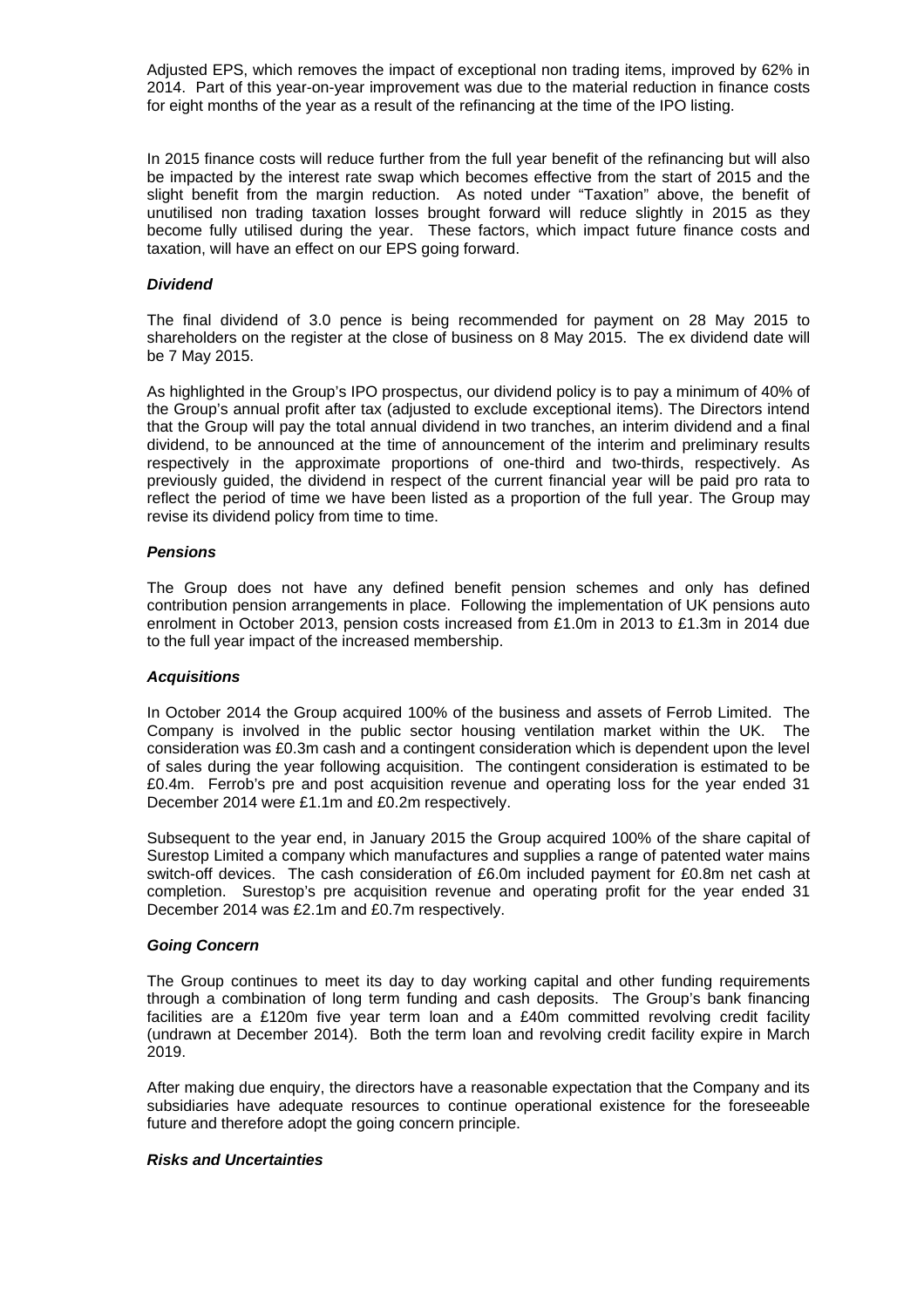Adjusted EPS, which removes the impact of exceptional non trading items, improved by 62% in 2014. Part of this year-on-year improvement was due to the material reduction in finance costs for eight months of the year as a result of the refinancing at the time of the IPO listing.

In 2015 finance costs will reduce further from the full year benefit of the refinancing but will also be impacted by the interest rate swap which becomes effective from the start of 2015 and the slight benefit from the margin reduction. As noted under "Taxation" above, the benefit of unutilised non trading taxation losses brought forward will reduce slightly in 2015 as they become fully utilised during the year. These factors, which impact future finance costs and taxation, will have an effect on our EPS going forward.

***Dividend***

The final dividend of 3.0 pence is being recommended for payment on 28 May 2015 to shareholders on the register at the close of business on 8 May 2015. The ex dividend date will be 7 May 2015.

As highlighted in the Group's IPO prospectus, our dividend policy is to pay a minimum of 40% of the Group's annual profit after tax (adjusted to exclude exceptional items). The Directors intend that the Group will pay the total annual dividend in two tranches, an interim dividend and a final dividend, to be announced at the time of announcement of the interim and preliminary results respectively in the approximate proportions of one-third and two-thirds, respectively. As previously guided, the dividend in respect of the current financial year will be paid pro rata to reflect the period of time we have been listed as a proportion of the full year. The Group may revise its dividend policy from time to time.

***Pensions***

The Group does not have any defined benefit pension schemes and only has defined contribution pension arrangements in place. Following the implementation of UK pensions auto enrolment in October 2013, pension costs increased from £1.0m in 2013 to £1.3m in 2014 due to the full year impact of the increased membership.

***Acquisitions***

In October 2014 the Group acquired 100% of the business and assets of Ferrob Limited. The Company is involved in the public sector housing ventilation market within the UK. The consideration was £0.3m cash and a contingent consideration which is dependent upon the level of sales during the year following acquisition. The contingent consideration is estimated to be £0.4m. Ferrob's pre and post acquisition revenue and operating loss for the year ended 31 December 2014 were £1.1m and £0.2m respectively.

Subsequent to the year end, in January 2015 the Group acquired 100% of the share capital of Surestop Limited a company which manufactures and supplies a range of patented water mains switch-off devices. The cash consideration of £6.0m included payment for £0.8m net cash at completion. Surestop's pre acquisition revenue and operating profit for the year ended 31 December 2014 was £2.1m and £0.7m respectively.

***Going Concern***

The Group continues to meet its day to day working capital and other funding requirements through a combination of long term funding and cash deposits. The Group's bank financing facilities are a £120m five year term loan and a £40m committed revolving credit facility (undrawn at December 2014). Both the term loan and revolving credit facility expire in March 2019.

After making due enquiry, the directors have a reasonable expectation that the Company and its subsidiaries have adequate resources to continue operational existence for the foreseeable future and therefore adopt the going concern principle.

***Risks and Uncertainties***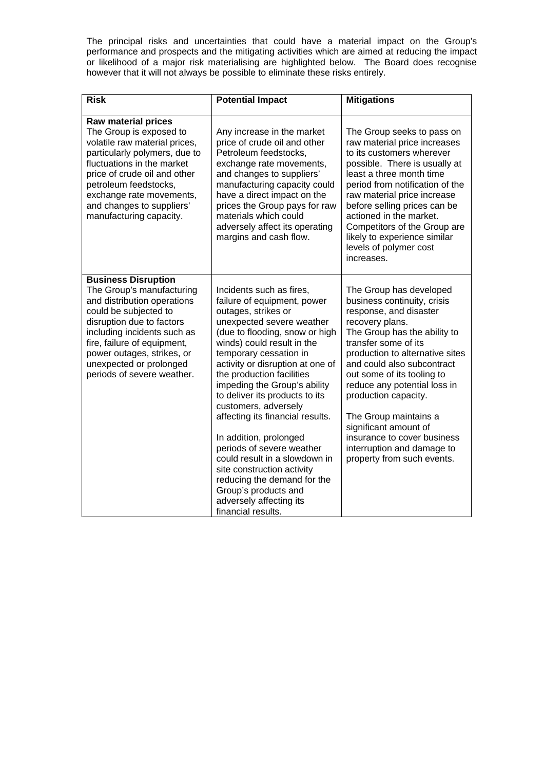The principal risks and uncertainties that could have a material impact on the Group's performance and prospects and the mitigating activities which are aimed at reducing the impact or likelihood of a major risk materialising are highlighted below. The Board does recognise however that it will not always be possible to eliminate these risks entirely.

| Risk | Potential Impact | Mitigations |
|---|---|---|
| **Raw material prices**<br>The Group is exposed to volatile raw material prices, particularly polymers, due to fluctuations in the market price of crude oil and other petroleum feedstocks, exchange rate movements, and changes to suppliers' manufacturing capacity. | Any increase in the market price of crude oil and other Petroleum feedstocks, exchange rate movements, and changes to suppliers' manufacturing capacity could have a direct impact on the prices the Group pays for raw materials which could adversely affect its operating margins and cash flow. | The Group seeks to pass on raw material price increases to its customers wherever possible. There is usually at least a three month time period from notification of the raw material price increase before selling prices can be actioned in the market. Competitors of the Group are likely to experience similar levels of polymer cost increases. |
| **Business Disruption**<br>The Group's manufacturing and distribution operations could be subjected to disruption due to factors including incidents such as fire, failure of equipment, power outages, strikes, or unexpected or prolonged periods of severe weather. | Incidents such as fires, failure of equipment, power outages, strikes or unexpected severe weather (due to flooding, snow or high winds) could result in the temporary cessation in activity or disruption at one of the production facilities impeding the Group's ability to deliver its products to its customers, adversely affecting its financial results.<br><br>In addition, prolonged periods of severe weather could result in a slowdown in site construction activity reducing the demand for the Group's products and adversely affecting its financial results. | The Group has developed business continuity, crisis response, and disaster recovery plans.<br>The Group has the ability to transfer some of its production to alternative sites and could also subcontract out some of its tooling to reduce any potential loss in production capacity.<br><br>The Group maintains a significant amount of insurance to cover business interruption and damage to property from such events. |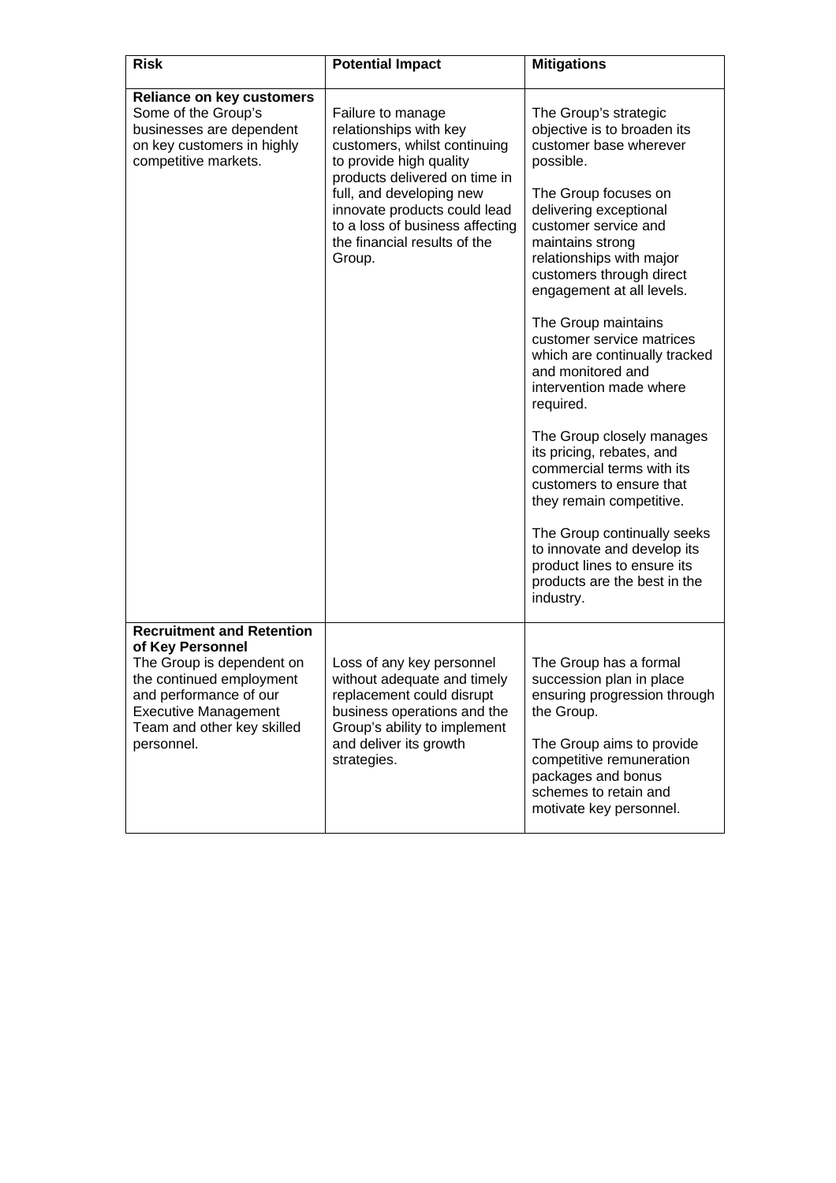| Risk | Potential Impact | Mitigations |
|---|---|---|
| **Reliance on key customers**<br>Some of the Group's businesses are dependent on key customers in highly competitive markets. | Failure to manage relationships with key customers, whilst continuing to provide high quality products delivered on time in full, and developing new innovate products could lead to a loss of business affecting the financial results of the Group. | The Group's strategic objective is to broaden its customer base wherever possible.<br><br>The Group focuses on delivering exceptional customer service and maintains strong relationships with major customers through direct engagement at all levels.<br><br>The Group maintains customer service matrices which are continually tracked and monitored and intervention made where required.<br><br>The Group closely manages its pricing, rebates, and commercial terms with its customers to ensure that they remain competitive.<br><br>The Group continually seeks to innovate and develop its product lines to ensure its products are the best in the industry. |
| **Recruitment and Retention of Key Personnel**<br>The Group is dependent on the continued employment and performance of our Executive Management Team and other key skilled personnel. | Loss of any key personnel without adequate and timely replacement could disrupt business operations and the Group's ability to implement and deliver its growth strategies. | The Group has a formal succession plan in place ensuring progression through the Group.<br><br>The Group aims to provide competitive remuneration packages and bonus schemes to retain and motivate key personnel. |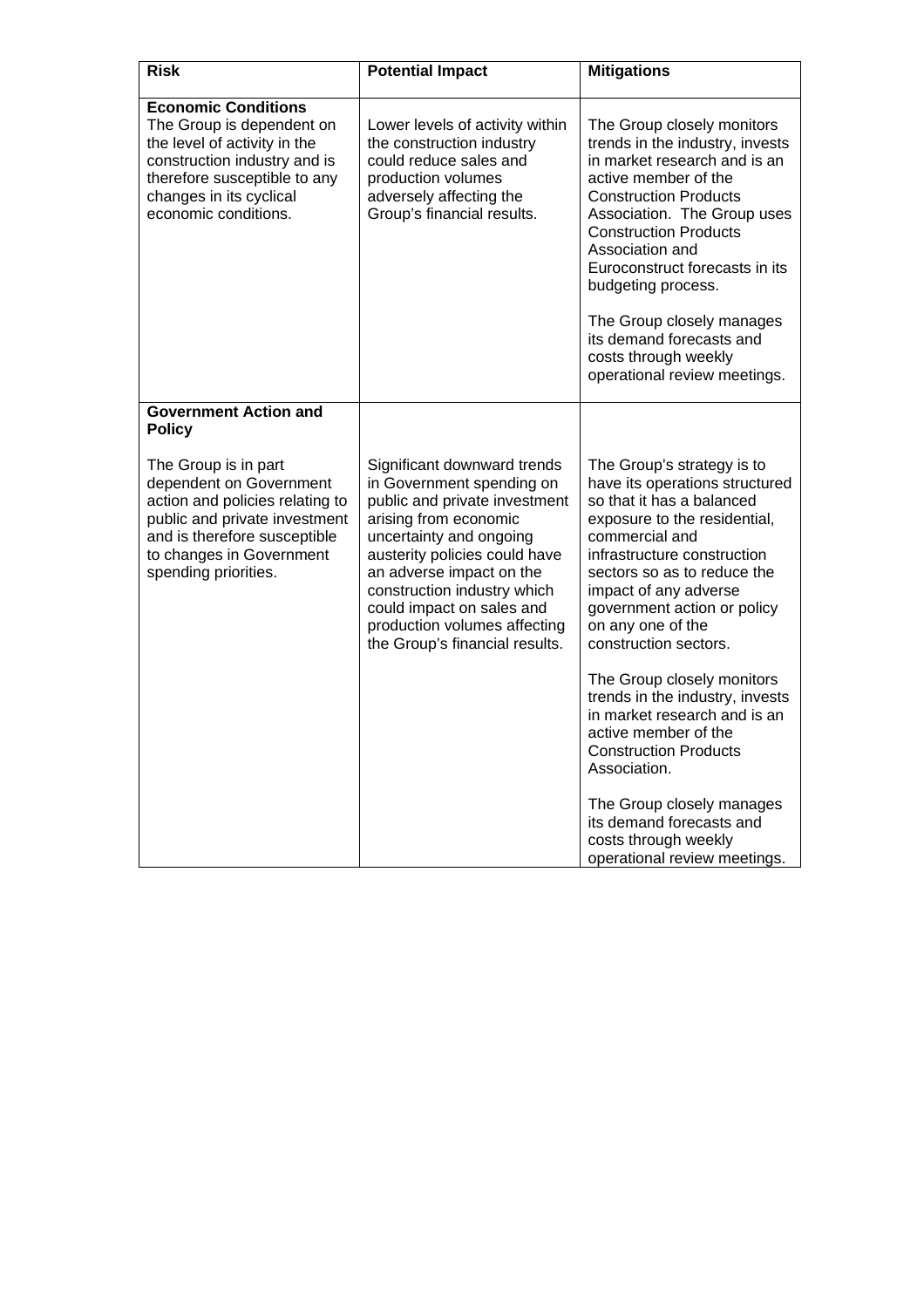| Risk | Potential Impact | Mitigations |
|---|---|---|
| **Economic Conditions** The Group is dependent on the level of activity in the construction industry and is therefore susceptible to any changes in its cyclical economic conditions. | Lower levels of activity within the construction industry could reduce sales and production volumes adversely affecting the Group's financial results. | The Group closely monitors trends in the industry, invests in market research and is an active member of the Construction Products Association. The Group uses Construction Products Association and Euroconstruct forecasts in its budgeting process.<br><br>The Group closely manages its demand forecasts and costs through weekly operational review meetings. |
| **Government Action and Policy**<br><br>The Group is in part dependent on Government action and policies relating to public and private investment and is therefore susceptible to changes in Government spending priorities. | Significant downward trends in Government spending on public and private investment arising from economic uncertainty and ongoing austerity policies could have an adverse impact on the construction industry which could impact on sales and production volumes affecting the Group's financial results. | The Group's strategy is to have its operations structured so that it has a balanced exposure to the residential, commercial and infrastructure construction sectors so as to reduce the impact of any adverse government action or policy on any one of the construction sectors.<br><br>The Group closely monitors trends in the industry, invests in market research and is an active member of the Construction Products Association.<br><br>The Group closely manages its demand forecasts and costs through weekly operational review meetings. |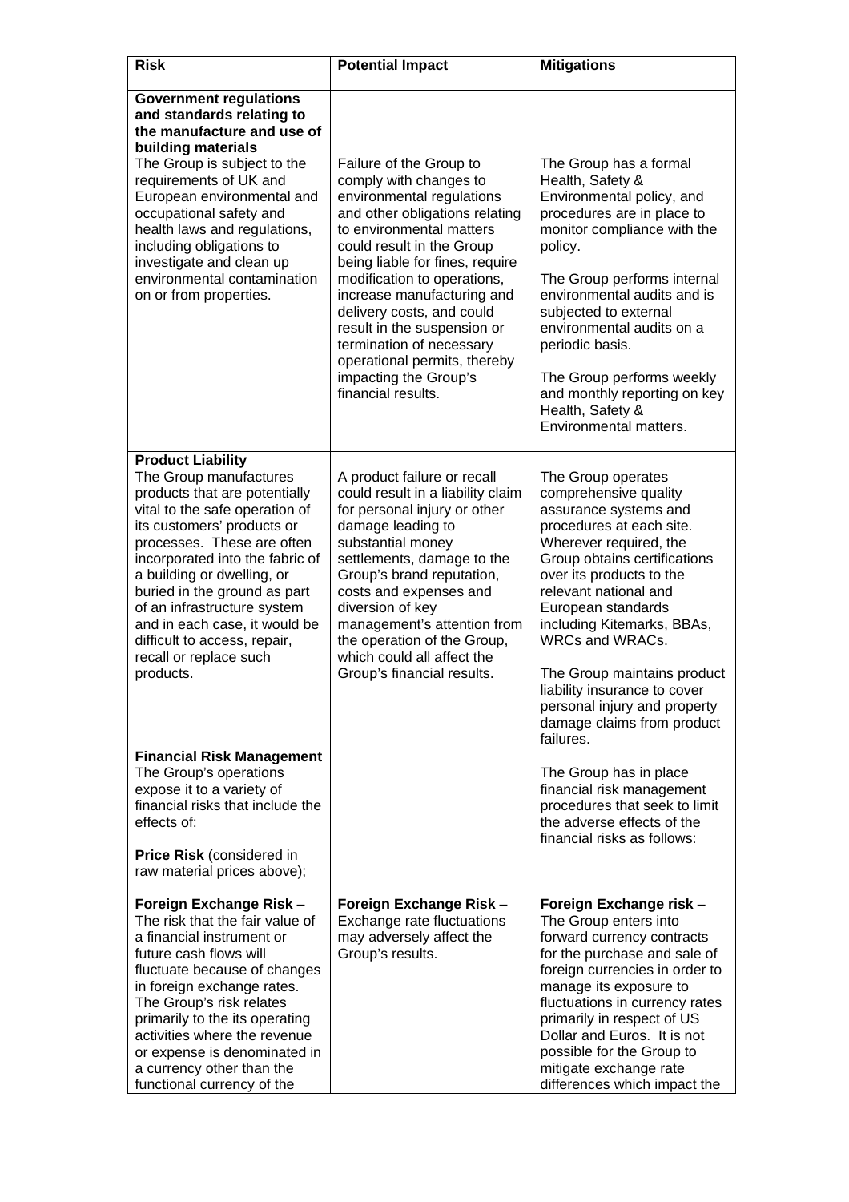| Risk | Potential Impact | Mitigations |
|---|---|---|
| **Government regulations and standards relating to the manufacture and use of building materials**<br>The Group is subject to the requirements of UK and European environmental and occupational safety and health laws and regulations, including obligations to investigate and clean up environmental contamination on or from properties. | Failure of the Group to comply with changes to environmental regulations and other obligations relating to environmental matters could result in the Group being liable for fines, require modification to operations, increase manufacturing and delivery costs, and could result in the suspension or termination of necessary operational permits, thereby impacting the Group's financial results. | The Group has a formal Health, Safety & Environmental policy, and procedures are in place to monitor compliance with the policy.<br><br>The Group performs internal environmental audits and is subjected to external environmental audits on a periodic basis.<br><br>The Group performs weekly and monthly reporting on key Health, Safety & Environmental matters. |
| **Product Liability**<br>The Group manufactures products that are potentially vital to the safe operation of its customers' products or processes. These are often incorporated into the fabric of a building or dwelling, or buried in the ground as part of an infrastructure system and in each case, it would be difficult to access, repair, recall or replace such products. | A product failure or recall could result in a liability claim for personal injury or other damage leading to substantial money settlements, damage to the Group's brand reputation, costs and expenses and diversion of key management's attention from the operation of the Group, which could all affect the Group's financial results. | The Group operates comprehensive quality assurance systems and procedures at each site. Wherever required, the Group obtains certifications over its products to the relevant national and European standards including Kitemarks, BBAs, WRCs and WRACs.<br><br>The Group maintains product liability insurance to cover personal injury and property damage claims from product failures. |
| **Financial Risk Management**<br>The Group's operations expose it to a variety of financial risks that include the effects of:<br><br>**Price Risk** (considered in raw material prices above);<br><br>**Foreign Exchange Risk** – The risk that the fair value of a financial instrument or future cash flows will fluctuate because of changes in foreign exchange rates. The Group's risk relates primarily to the its operating activities where the revenue or expense is denominated in a currency other than the functional currency of the | <br><br><br><br><br><br>**Foreign Exchange Risk** – Exchange rate fluctuations may adversely affect the Group's results. | The Group has in place financial risk management procedures that seek to limit the adverse effects of the financial risks as follows:<br><br>**Foreign Exchange risk** – The Group enters into forward currency contracts for the purchase and sale of foreign currencies in order to manage its exposure to fluctuations in currency rates primarily in respect of US Dollar and Euros. It is not possible for the Group to mitigate exchange rate differences which impact the |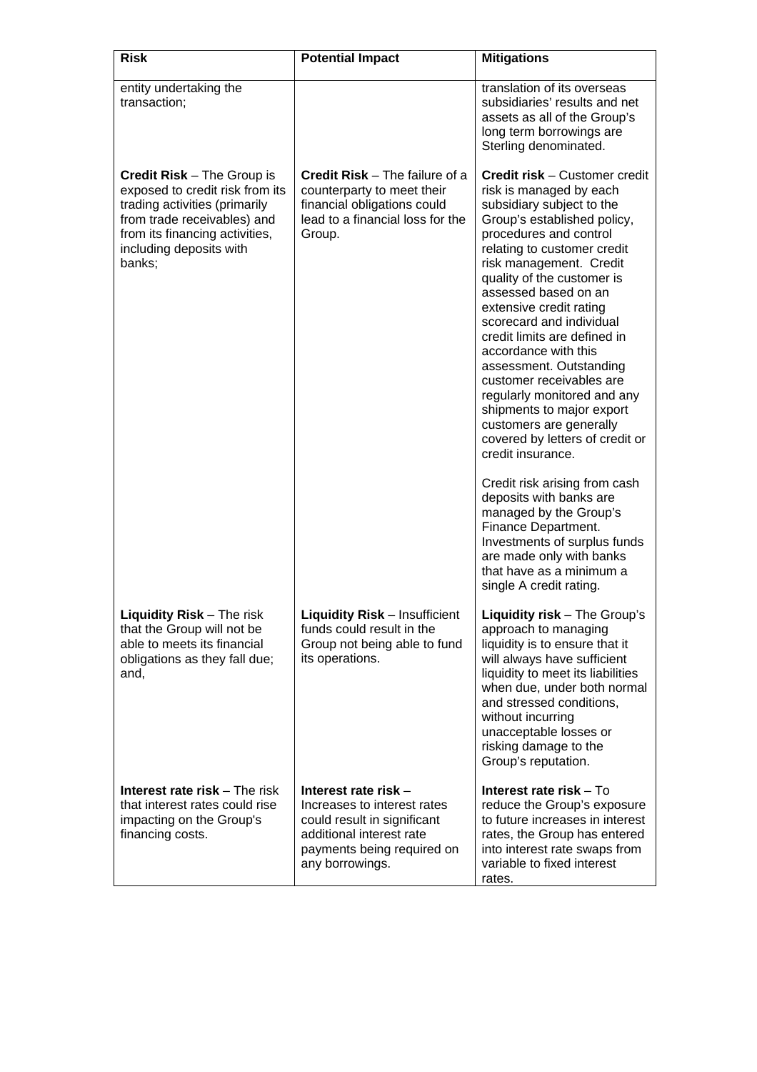| Risk | Potential Impact | Mitigations |
|---|---|---|
| entity undertaking the transaction; | | translation of its overseas subsidiaries' results and net assets as all of the Group's long term borrowings are Sterling denominated. |
| **Credit Risk** – The Group is exposed to credit risk from its trading activities (primarily from trade receivables) and from its financing activities, including deposits with banks; | **Credit Risk** – The failure of a counterparty to meet their financial obligations could lead to a financial loss for the Group. | **Credit risk** – Customer credit risk is managed by each subsidiary subject to the Group's established policy, procedures and control relating to customer credit risk management. Credit quality of the customer is assessed based on an extensive credit rating scorecard and individual credit limits are defined in accordance with this assessment. Outstanding customer receivables are regularly monitored and any shipments to major export customers are generally covered by letters of credit or credit insurance.<br><br>Credit risk arising from cash deposits with banks are managed by the Group's Finance Department. Investments of surplus funds are made only with banks that have as a minimum a single A credit rating. |
| **Liquidity Risk** – The risk that the Group will not be able to meets its financial obligations as they fall due; and, | **Liquidity Risk** – Insufficient funds could result in the Group not being able to fund its operations. | **Liquidity risk** – The Group's approach to managing liquidity is to ensure that it will always have sufficient liquidity to meet its liabilities when due, under both normal and stressed conditions, without incurring unacceptable losses or risking damage to the Group's reputation. |
| **Interest rate risk** – The risk that interest rates could rise impacting on the Group's financing costs. | **Interest rate risk** – Increases to interest rates could result in significant additional interest rate payments being required on any borrowings. | **Interest rate risk** – To reduce the Group's exposure to future increases in interest rates, the Group has entered into interest rate swaps from variable to fixed interest rates. |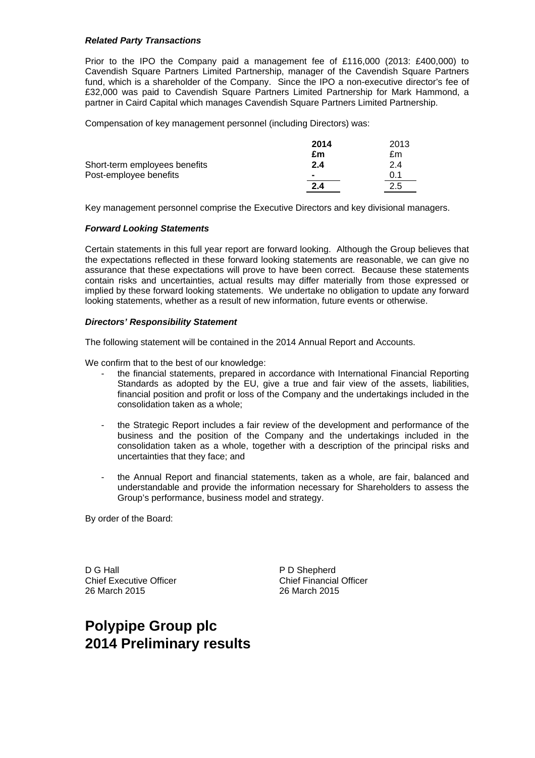***Related Party Transactions***

Prior to the IPO the Company paid a management fee of £116,000 (2013: £400,000) to Cavendish Square Partners Limited Partnership, manager of the Cavendish Square Partners fund, which is a shareholder of the Company. Since the IPO a non-executive director's fee of £32,000 was paid to Cavendish Square Partners Limited Partnership for Mark Hammond, a partner in Caird Capital which manages Cavendish Square Partners Limited Partnership.

Compensation of key management personnel (including Directors) was:

| | 2014 | 2013 |
|---|---|---|
| | £m | £m |
| Short-term employees benefits | **2.4** | 2.4 |
| Post-employee benefits | **-** | 0.1 |
| | **2.4** | 2.5 |

Key management personnel comprise the Executive Directors and key divisional managers.

***Forward Looking Statements***

Certain statements in this full year report are forward looking. Although the Group believes that the expectations reflected in these forward looking statements are reasonable, we can give no assurance that these expectations will prove to have been correct. Because these statements contain risks and uncertainties, actual results may differ materially from those expressed or implied by these forward looking statements. We undertake no obligation to update any forward looking statements, whether as a result of new information, future events or otherwise.

***Directors' Responsibility Statement***

The following statement will be contained in the 2014 Annual Report and Accounts.

We confirm that to the best of our knowledge:

- the financial statements, prepared in accordance with International Financial Reporting Standards as adopted by the EU, give a true and fair view of the assets, liabilities, financial position and profit or loss of the Company and the undertakings included in the consolidation taken as a whole;

- the Strategic Report includes a fair review of the development and performance of the business and the position of the Company and the undertakings included in the consolidation taken as a whole, together with a description of the principal risks and uncertainties that they face; and

- the Annual Report and financial statements, taken as a whole, are fair, balanced and understandable and provide the information necessary for Shareholders to assess the Group's performance, business model and strategy.

By order of the Board:

D G Hall
Chief Executive Officer
26 March 2015

P D Shepherd
Chief Financial Officer
26 March 2015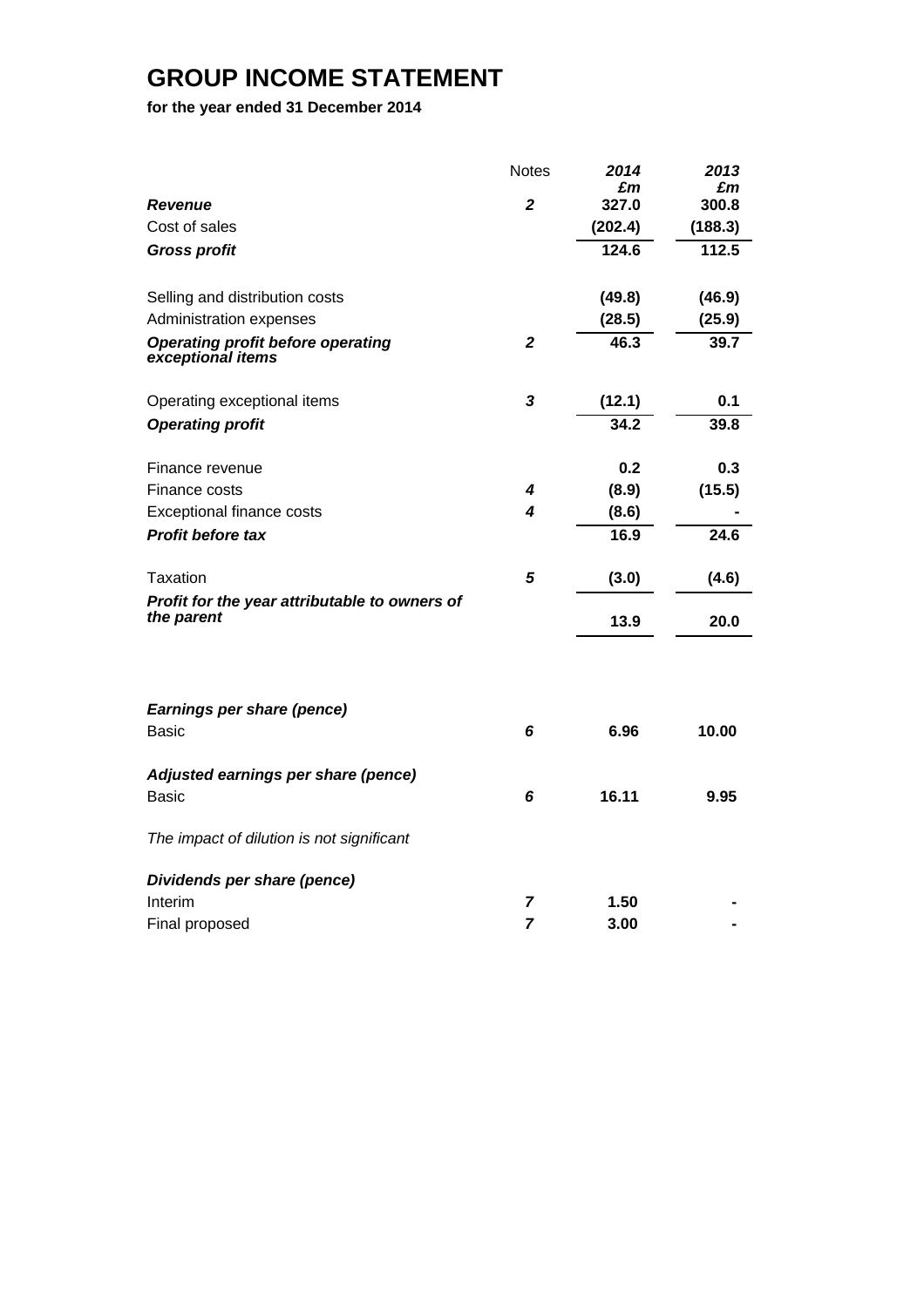# GROUP INCOME STATEMENT

**for the year ended 31 December 2014**

| | Notes | *2014* *£m* | *2013* *£m* |
|---|---|---|---|
| ***Revenue*** | ***2*** | **327.0** | **300.8** |
| Cost of sales | | **(202.4)** | **(188.3)** |
| ***Gross profit*** | | **124.6** | **112.5** |
| | | | |
| Selling and distribution costs | | **(49.8)** | **(46.9)** |
| Administration expenses | | **(28.5)** | **(25.9)** |
| ***Operating profit before operating exceptional items*** | ***2*** | **46.3** | **39.7** |
| | | | |
| Operating exceptional items | ***3*** | **(12.1)** | **0.1** |
| ***Operating profit*** | | **34.2** | **39.8** |
| | | | |
| Finance revenue | | **0.2** | **0.3** |
| Finance costs | ***4*** | **(8.9)** | **(15.5)** |
| Exceptional finance costs | ***4*** | **(8.6)** | **-** |
| ***Profit before tax*** | | **16.9** | **24.6** |
| | | | |
| Taxation | ***5*** | **(3.0)** | **(4.6)** |
| ***Profit for the year attributable to owners of the parent*** | | **13.9** | **20.0** |
| | | | |
| ***Earnings per share (pence)*** | | | |
| Basic | ***6*** | **6.96** | **10.00** |
| | | | |
| ***Adjusted earnings per share (pence)*** | | | |
| Basic | ***6*** | **16.11** | **9.95** |
| | | | |
| *The impact of dilution is not significant* | | | |
| | | | |
| ***Dividends per share (pence)*** | | | |
| Interim | ***7*** | **1.50** | **-** |
| Final proposed | ***7*** | **3.00** | **-** |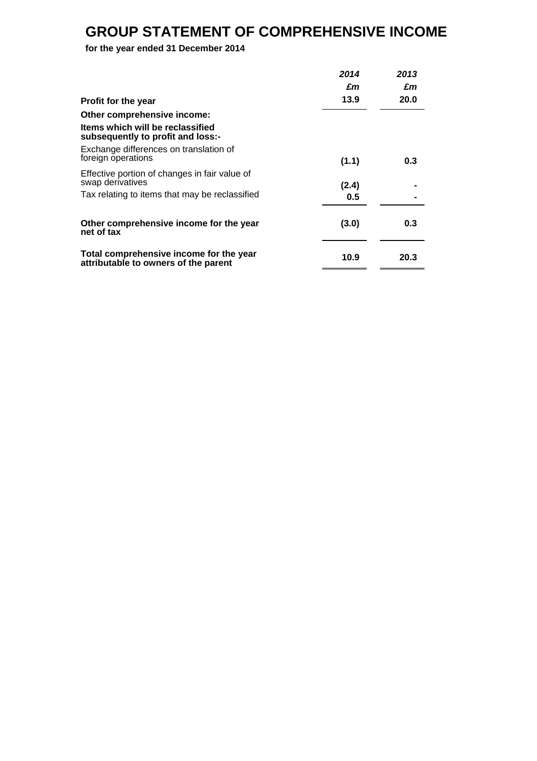# GROUP STATEMENT OF COMPREHENSIVE INCOME

**for the year ended 31 December 2014**

| | *2014* | *2013* |
|---|---|---|
| | ***£m*** | ***£m*** |
| **Profit for the year** | **13.9** | **20.0** |
| **Other comprehensive income:** | | |
| **Items which will be reclassified subsequently to profit and loss:-** | | |
| Exchange differences on translation of foreign operations | **(1.1)** | **0.3** |
| Effective portion of changes in fair value of swap derivatives | **(2.4)** | **-** |
| Tax relating to items that may be reclassified | **0.5** | **-** |
| **Other comprehensive income for the year net of tax** | **(3.0)** | **0.3** |
| **Total comprehensive income for the year attributable to owners of the parent** | **10.9** | **20.3** |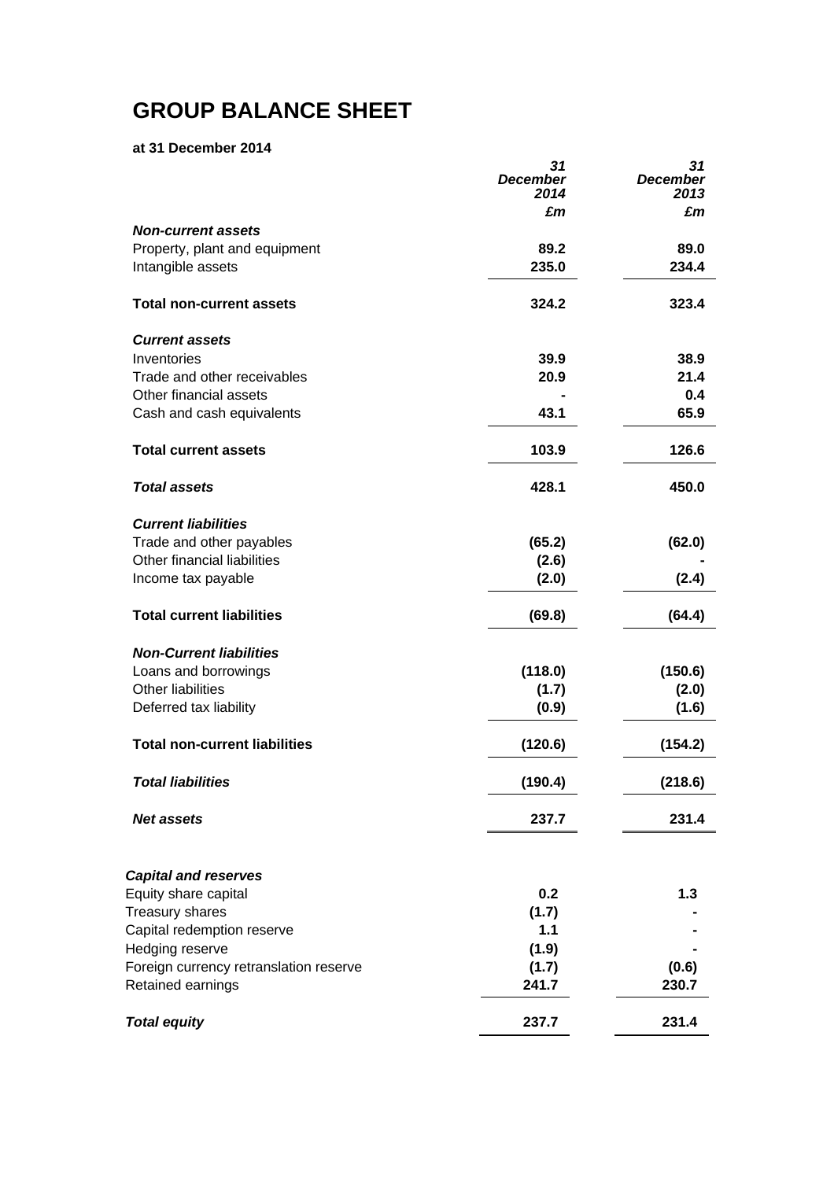# GROUP BALANCE SHEET

**at 31 December 2014**

| | 31 December 2014 | 31 December 2013 |
|---|---|---|
| | £m | £m |
| ***Non-current assets*** | | |
| Property, plant and equipment | **89.2** | **89.0** |
| Intangible assets | **235.0** | **234.4** |
| **Total non-current assets** | **324.2** | **323.4** |
| ***Current assets*** | | |
| Inventories | **39.9** | **38.9** |
| Trade and other receivables | **20.9** | **21.4** |
| Other financial assets | **-** | **0.4** |
| Cash and cash equivalents | **43.1** | **65.9** |
| **Total current assets** | **103.9** | **126.6** |
| ***Total assets*** | **428.1** | **450.0** |
| ***Current liabilities*** | | |
| Trade and other payables | **(65.2)** | **(62.0)** |
| Other financial liabilities | **(2.6)** | **-** |
| Income tax payable | **(2.0)** | **(2.4)** |
| **Total current liabilities** | **(69.8)** | **(64.4)** |
| ***Non-Current liabilities*** | | |
| Loans and borrowings | **(118.0)** | **(150.6)** |
| Other liabilities | **(1.7)** | **(2.0)** |
| Deferred tax liability | **(0.9)** | **(1.6)** |
| **Total non-current liabilities** | **(120.6)** | **(154.2)** |
| ***Total liabilities*** | **(190.4)** | **(218.6)** |
| ***Net assets*** | **237.7** | **231.4** |
| ***Capital and reserves*** | | |
| Equity share capital | **0.2** | **1.3** |
| Treasury shares | **(1.7)** | **-** |
| Capital redemption reserve | **1.1** | **-** |
| Hedging reserve | **(1.9)** | **-** |
| Foreign currency retranslation reserve | **(1.7)** | **(0.6)** |
| Retained earnings | **241.7** | **230.7** |
| ***Total equity*** | **237.7** | **231.4** |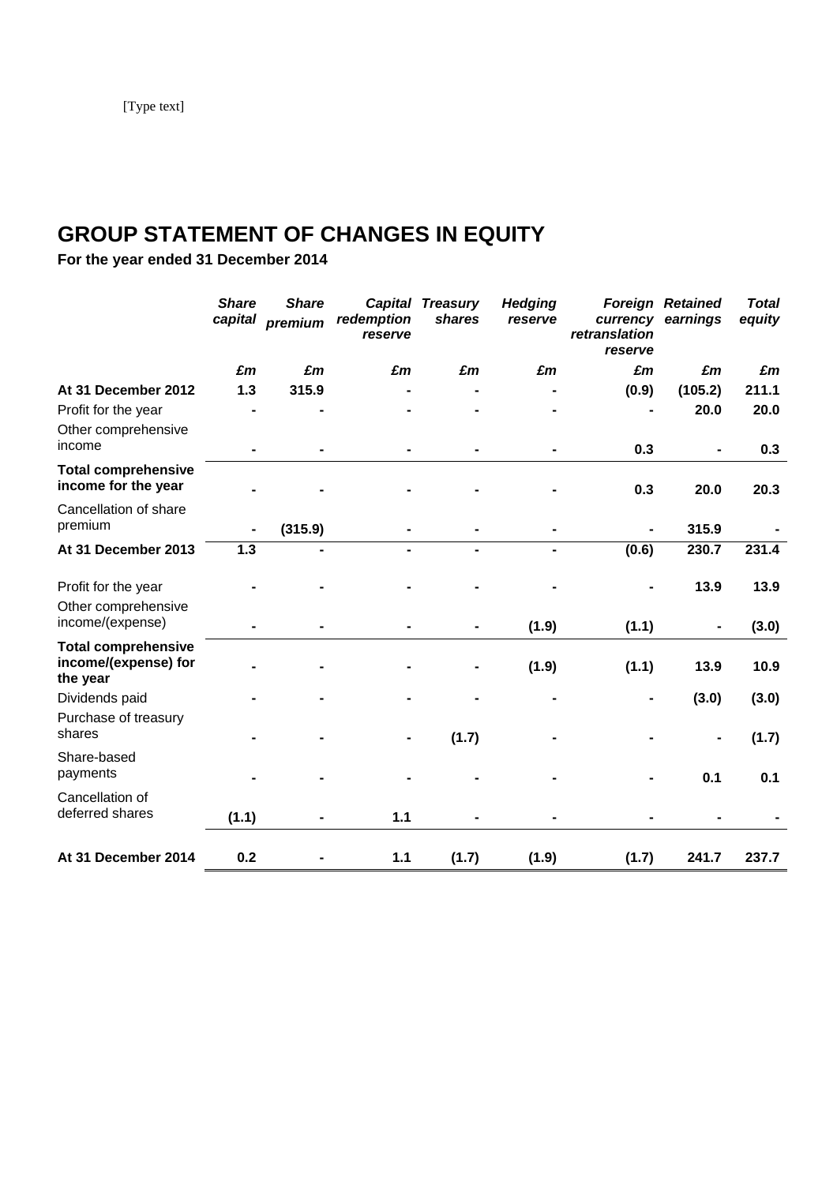# GROUP STATEMENT OF CHANGES IN EQUITY

**For the year ended 31 December 2014**

| | *Share capital* | *Share premium* | *Capital redemption reserve* | *Treasury shares* | *Hedging reserve* | *Foreign currency retranslation reserve* | *Retained earnings* | *Total equity* |
|---|---|---|---|---|---|---|---|---|
| | *£m* | *£m* | *£m* | *£m* | *£m* | *£m* | *£m* | *£m* |
| **At 31 December 2012** | **1.3** | **315.9** | **-** | **-** | **-** | **(0.9)** | **(105.2)** | **211.1** |
| Profit for the year | **-** | **-** | **-** | **-** | **-** | **-** | **20.0** | **20.0** |
| Other comprehensive income | **-** | **-** | **-** | **-** | **-** | **0.3** | **-** | **0.3** |
| **Total comprehensive income for the year** | **-** | **-** | **-** | **-** | **-** | **0.3** | **20.0** | **20.3** |
| Cancellation of share premium | **-** | **(315.9)** | **-** | **-** | **-** | **-** | **315.9** | **-** |
| **At 31 December 2013** | **1.3** | **-** | **-** | **-** | **-** | **(0.6)** | **230.7** | **231.4** |
| Profit for the year | **-** | **-** | **-** | **-** | **-** | **-** | **13.9** | **13.9** |
| Other comprehensive income/(expense) | **-** | **-** | **-** | **-** | **(1.9)** | **(1.1)** | **-** | **(3.0)** |
| **Total comprehensive income/(expense) for the year** | **-** | **-** | **-** | **-** | **(1.9)** | **(1.1)** | **13.9** | **10.9** |
| Dividends paid | **-** | **-** | **-** | **-** | **-** | **-** | **(3.0)** | **(3.0)** |
| Purchase of treasury shares | **-** | **-** | **-** | **(1.7)** | **-** | **-** | **-** | **(1.7)** |
| Share-based payments | **-** | **-** | **-** | **-** | **-** | **-** | **0.1** | **0.1** |
| Cancellation of deferred shares | **(1.1)** | **-** | **1.1** | **-** | **-** | **-** | **-** | **-** |
| **At 31 December 2014** | **0.2** | **-** | **1.1** | **(1.7)** | **(1.9)** | **(1.7)** | **241.7** | **237.7** |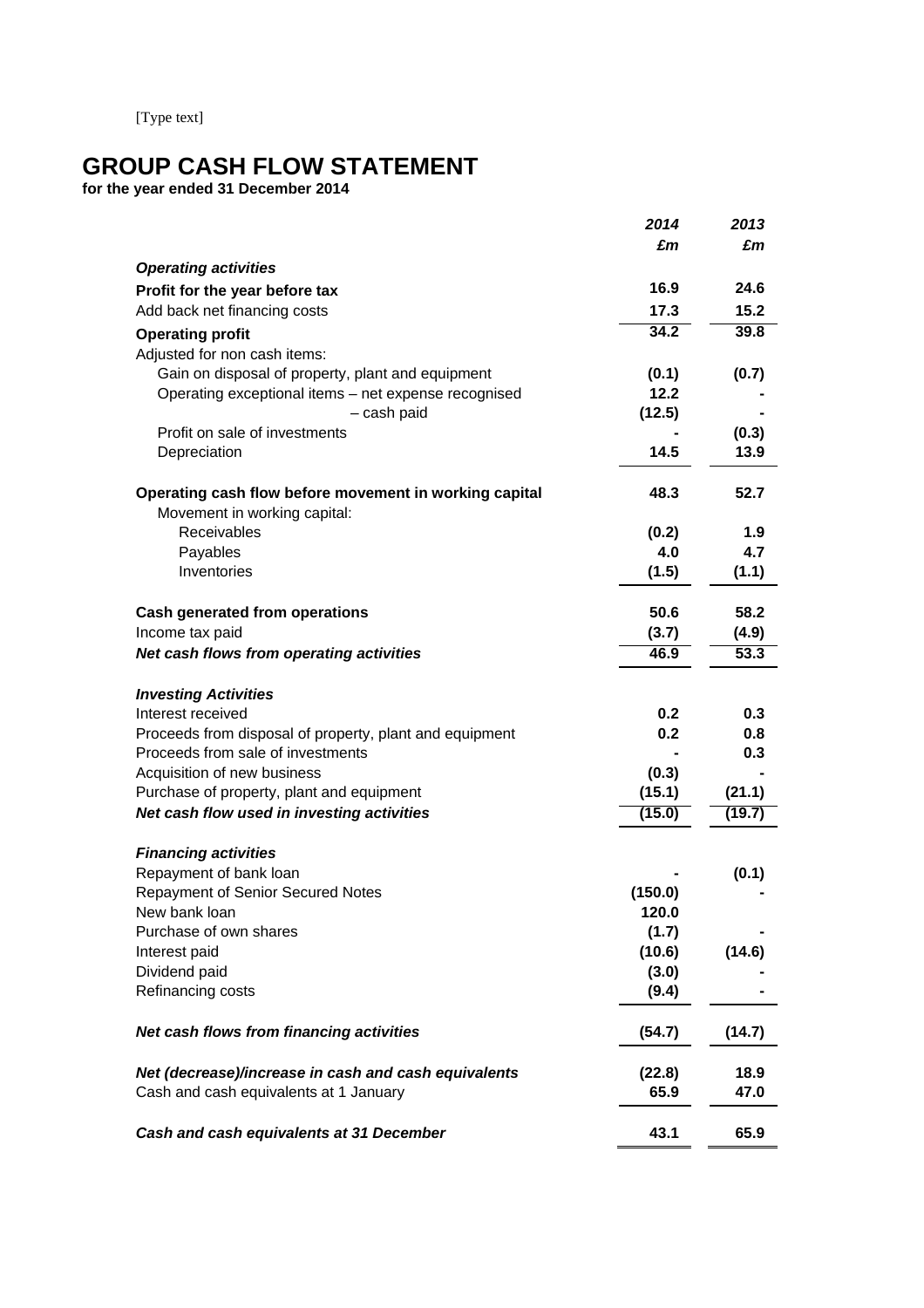[Type text]

# GROUP CASH FLOW STATEMENT

**for the year ended 31 December 2014**

| | ***2014*** | ***2013*** |
|---|---|---|
| | ***£m*** | ***£m*** |
| ***Operating activities*** | | |
| **Profit for the year before tax** | **16.9** | **24.6** |
| Add back net financing costs | **17.3** | **15.2** |
| **Operating profit** | **34.2** | **39.8** |
| Adjusted for non cash items: | | |
| Gain on disposal of property, plant and equipment | **(0.1)** | **(0.7)** |
| Operating exceptional items – net expense recognised | **12.2** | **-** |
| – cash paid | **(12.5)** | **-** |
| Profit on sale of investments | **-** | **(0.3)** |
| Depreciation | **14.5** | **13.9** |
| **Operating cash flow before movement in working capital** | **48.3** | **52.7** |
| Movement in working capital: | | |
| Receivables | **(0.2)** | **1.9** |
| Payables | **4.0** | **4.7** |
| Inventories | **(1.5)** | **(1.1)** |
| **Cash generated from operations** | **50.6** | **58.2** |
| Income tax paid | **(3.7)** | **(4.9)** |
| ***Net cash flows from operating activities*** | **46.9** | **53.3** |
| ***Investing Activities*** | | |
| Interest received | **0.2** | **0.3** |
| Proceeds from disposal of property, plant and equipment | **0.2** | **0.8** |
| Proceeds from sale of investments | **-** | **0.3** |
| Acquisition of new business | **(0.3)** | **-** |
| Purchase of property, plant and equipment | **(15.1)** | **(21.1)** |
| ***Net cash flow used in investing activities*** | **(15.0)** | **(19.7)** |
| ***Financing activities*** | | |
| Repayment of bank loan | **-** | **(0.1)** |
| Repayment of Senior Secured Notes | **(150.0)** | **-** |
| New bank loan | **120.0** | |
| Purchase of own shares | **(1.7)** | **-** |
| Interest paid | **(10.6)** | **(14.6)** |
| Dividend paid | **(3.0)** | **-** |
| Refinancing costs | **(9.4)** | **-** |
| ***Net cash flows from financing activities*** | **(54.7)** | **(14.7)** |
| ***Net (decrease)/increase in cash and cash equivalents*** | **(22.8)** | **18.9** |
| Cash and cash equivalents at 1 January | **65.9** | **47.0** |
| ***Cash and cash equivalents at 31 December*** | **43.1** | **65.9** |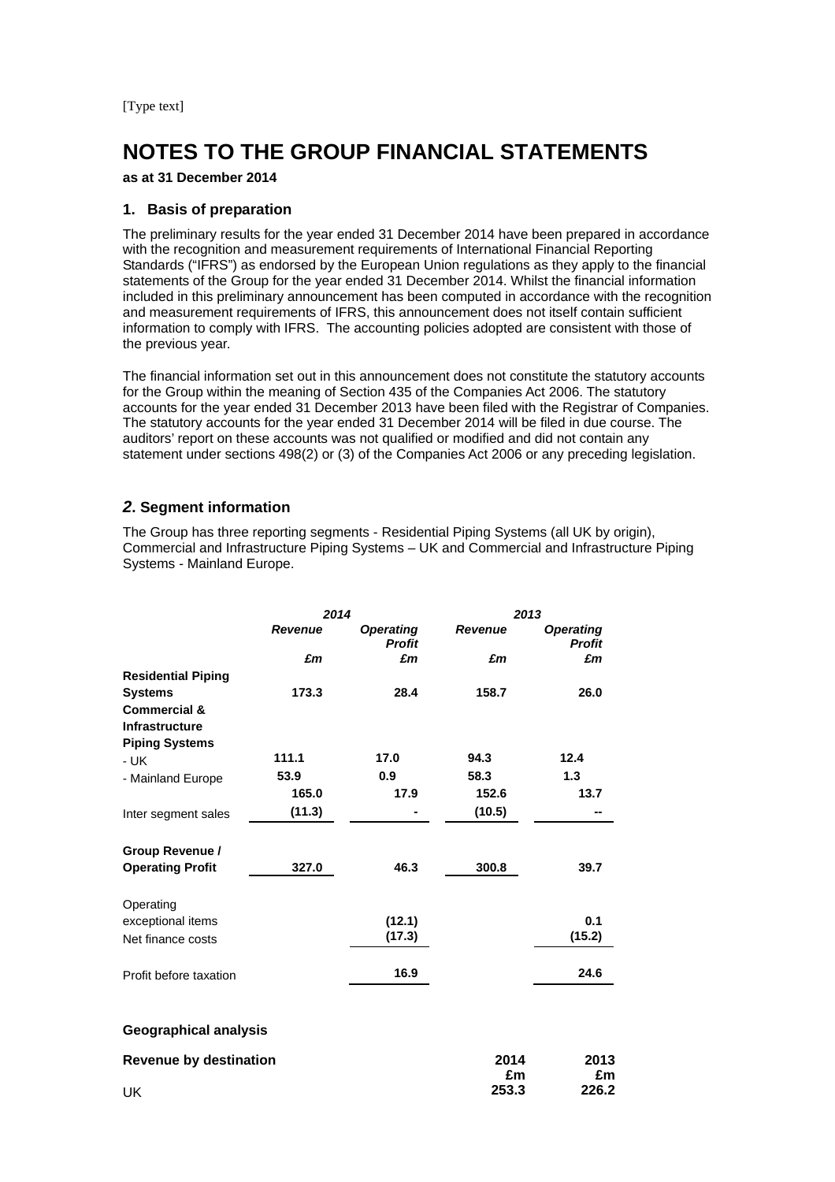# NOTES TO THE GROUP FINANCIAL STATEMENTS

**as at 31 December 2014**

## 1. Basis of preparation

The preliminary results for the year ended 31 December 2014 have been prepared in accordance with the recognition and measurement requirements of International Financial Reporting Standards ("IFRS") as endorsed by the European Union regulations as they apply to the financial statements of the Group for the year ended 31 December 2014. Whilst the financial information included in this preliminary announcement has been computed in accordance with the recognition and measurement requirements of IFRS, this announcement does not itself contain sufficient information to comply with IFRS. The accounting policies adopted are consistent with those of the previous year.

The financial information set out in this announcement does not constitute the statutory accounts for the Group within the meaning of Section 435 of the Companies Act 2006. The statutory accounts for the year ended 31 December 2013 have been filed with the Registrar of Companies. The statutory accounts for the year ended 31 December 2014 will be filed in due course. The auditors' report on these accounts was not qualified or modified and did not contain any statement under sections 498(2) or (3) of the Companies Act 2006 or any preceding legislation.

## *2*. Segment information

The Group has three reporting segments - Residential Piping Systems (all UK by origin), Commercial and Infrastructure Piping Systems – UK and Commercial and Infrastructure Piping Systems - Mainland Europe.

| | *2014* | | *2013* | |
|---|---|---|---|---|
| | *Revenue* | *Operating Profit* | *Revenue* | *Operating Profit* |
| | *£m* | *£m* | *£m* | *£m* |
| **Residential Piping Systems** | **173.3** | **28.4** | **158.7** | **26.0** |
| **Commercial & Infrastructure Piping Systems** | | | | |
| - UK | **111.1** | **17.0** | **94.3** | **12.4** |
| - Mainland Europe | **53.9** | **0.9** | **58.3** | **1.3** |
| | **165.0** | **17.9** | **152.6** | **13.7** |
| Inter segment sales | **(11.3)** | **-** | **(10.5)** | **--** |
| **Group Revenue / Operating Profit** | **327.0** | **46.3** | **300.8** | **39.7** |
| Operating exceptional items | | **(12.1)** | | **0.1** |
| Net finance costs | | **(17.3)** | | **(15.2)** |
| Profit before taxation | | **16.9** | | **24.6** |

**Geographical analysis**

| **Revenue by destination** | **2014** | **2013** |
|---|---|---|
| | **£m** | **£m** |
| UK | **253.3** | **226.2** |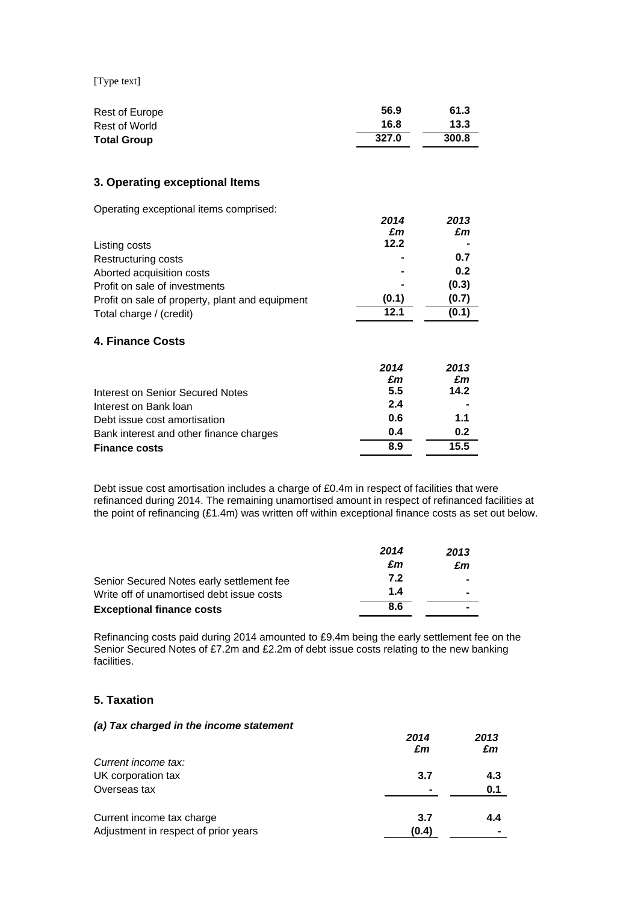[Type text]

| | | |
|---|---|---|
| Rest of Europe | **56.9** | **61.3** |
| Rest of World | **16.8** | **13.3** |
| **Total Group** | **327.0** | **300.8** |

## 3. Operating exceptional Items

Operating exceptional items comprised:

| | *2014* *£m* | *2013* *£m* |
|---|---|---|
| Listing costs | **12.2** | **-** |
| Restructuring costs | **-** | **0.7** |
| Aborted acquisition costs | **-** | **0.2** |
| Profit on sale of investments | **-** | **(0.3)** |
| Profit on sale of property, plant and equipment | **(0.1)** | **(0.7)** |
| Total charge / (credit) | **12.1** | **(0.1)** |

## 4. Finance Costs

| | *2014* *£m* | *2013* *£m* |
|---|---|---|
| Interest on Senior Secured Notes | **5.5** | **14.2** |
| Interest on Bank loan | **2.4** | **-** |
| Debt issue cost amortisation | **0.6** | **1.1** |
| Bank interest and other finance charges | **0.4** | **0.2** |
| **Finance costs** | **8.9** | **15.5** |

Debt issue cost amortisation includes a charge of £0.4m in respect of facilities that were refinanced during 2014. The remaining unamortised amount in respect of refinanced facilities at the point of refinancing (£1.4m) was written off within exceptional finance costs as set out below.

| | *2014* *£m* | *2013* *£m* |
|---|---|---|
| Senior Secured Notes early settlement fee | **7.2** | **-** |
| Write off of unamortised debt issue costs | **1.4** | **-** |
| **Exceptional finance costs** | **8.6** | **-** |

Refinancing costs paid during 2014 amounted to £9.4m being the early settlement fee on the Senior Secured Notes of £7.2m and £2.2m of debt issue costs relating to the new banking facilities.

## 5. Taxation

### *(a) Tax charged in the income statement*

| | *2014* *£m* | *2013* *£m* |
|---|---|---|
| *Current income tax:* | | |
| UK corporation tax | **3.7** | **4.3** |
| Overseas tax | **-** | **0.1** |
| Current income tax charge | **3.7** | **4.4** |
| Adjustment in respect of prior years | **(0.4)** | **-** |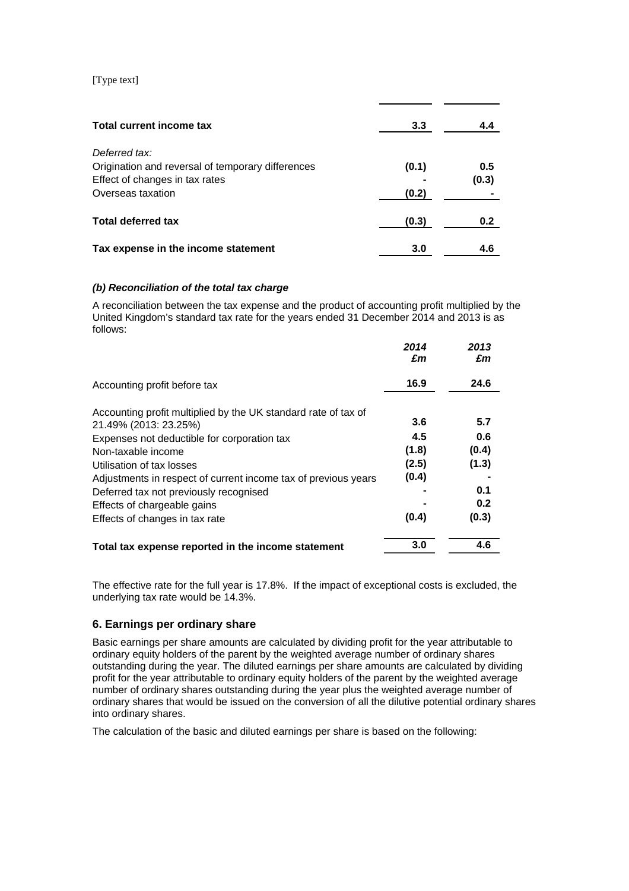| | | |
|---|---|---|
| **Total current income tax** | **3.3** | **4.4** |
| *Deferred tax:* | | |
| Origination and reversal of temporary differences | **(0.1)** | **0.5** |
| Effect of changes in tax rates | **-** | **(0.3)** |
| Overseas taxation | **(0.2)** | **-** |
| **Total deferred tax** | **(0.3)** | **0.2** |
| **Tax expense in the income statement** | **3.0** | **4.6** |

***(b) Reconciliation of the total tax charge***

A reconciliation between the tax expense and the product of accounting profit multiplied by the United Kingdom's standard tax rate for the years ended 31 December 2014 and 2013 is as follows:

| | *2014* *£m* | *2013* *£m* |
|---|---|---|
| Accounting profit before tax | **16.9** | **24.6** |
| Accounting profit multiplied by the UK standard rate of tax of 21.49% (2013: 23.25%) | **3.6** | **5.7** |
| Expenses not deductible for corporation tax | **4.5** | **0.6** |
| Non-taxable income | **(1.8)** | **(0.4)** |
| Utilisation of tax losses | **(2.5)** | **(1.3)** |
| Adjustments in respect of current income tax of previous years | **(0.4)** | **-** |
| Deferred tax not previously recognised | **-** | **0.1** |
| Effects of chargeable gains | **-** | **0.2** |
| Effects of changes in tax rate | **(0.4)** | **(0.3)** |
| **Total tax expense reported in the income statement** | **3.0** | **4.6** |

The effective rate for the full year is 17.8%. If the impact of exceptional costs is excluded, the underlying tax rate would be 14.3%.

## 6. Earnings per ordinary share

Basic earnings per share amounts are calculated by dividing profit for the year attributable to ordinary equity holders of the parent by the weighted average number of ordinary shares outstanding during the year. The diluted earnings per share amounts are calculated by dividing profit for the year attributable to ordinary equity holders of the parent by the weighted average number of ordinary shares outstanding during the year plus the weighted average number of ordinary shares that would be issued on the conversion of all the dilutive potential ordinary shares into ordinary shares.

The calculation of the basic and diluted earnings per share is based on the following: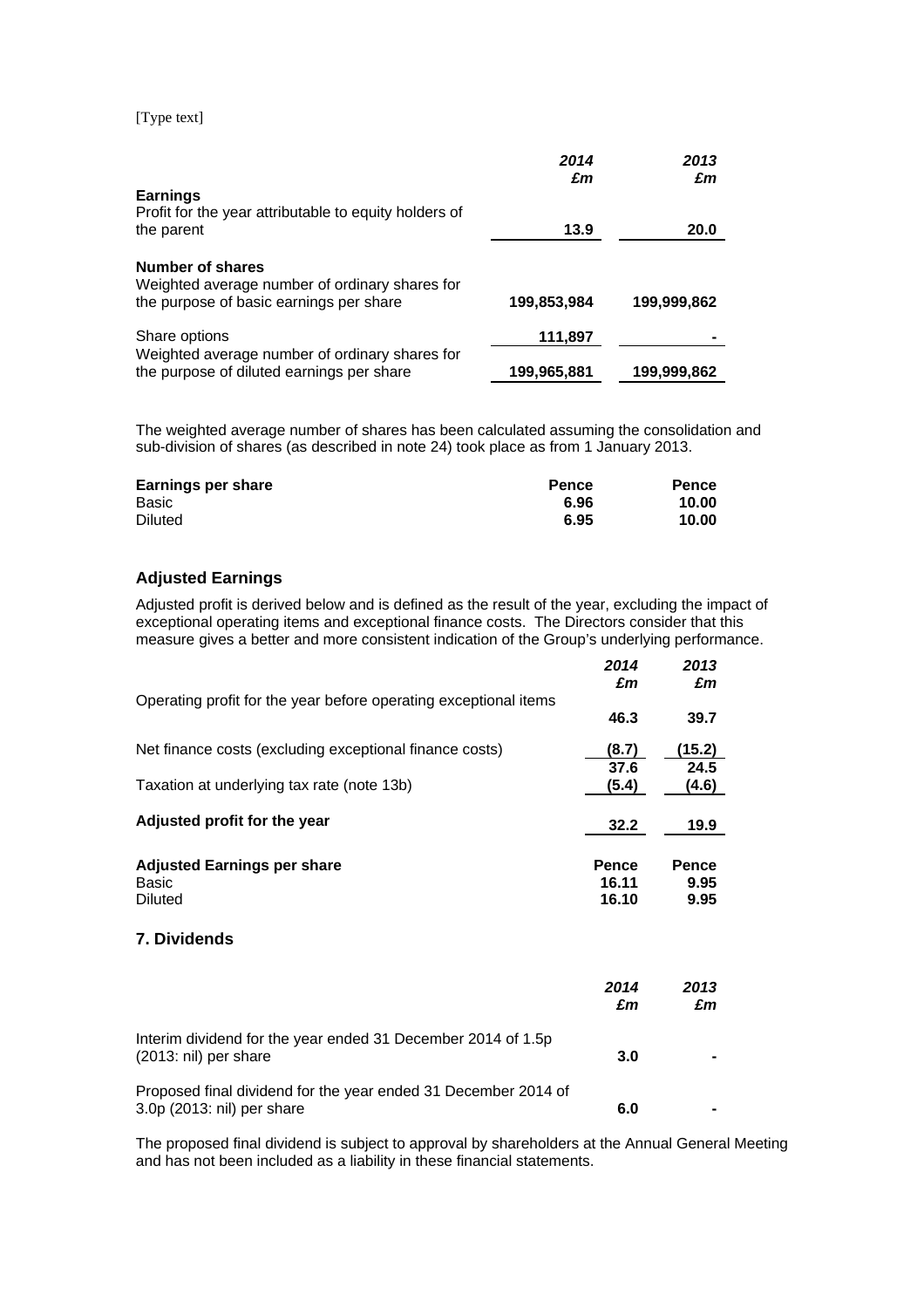[Type text]

| | *2014* *£m* | *2013* *£m* |
|---|---|---|
| **Earnings** | | |
| Profit for the year attributable to equity holders of the parent | **13.9** | **20.0** |
| **Number of shares** | | |
| Weighted average number of ordinary shares for the purpose of basic earnings per share | **199,853,984** | **199,999,862** |
| Share options | **111,897** | **-** |
| Weighted average number of ordinary shares for the purpose of diluted earnings per share | **199,965,881** | **199,999,862** |

The weighted average number of shares has been calculated assuming the consolidation and sub-division of shares (as described in note 24) took place as from 1 January 2013.

| **Earnings per share** | **Pence** | **Pence** |
|---|---|---|
| Basic | **6.96** | **10.00** |
| Diluted | **6.95** | **10.00** |

### Adjusted Earnings

Adjusted profit is derived below and is defined as the result of the year, excluding the impact of exceptional operating items and exceptional finance costs. The Directors consider that this measure gives a better and more consistent indication of the Group's underlying performance.

| | *2014* *£m* | *2013* *£m* |
|---|---|---|
| Operating profit for the year before operating exceptional items | **46.3** | **39.7** |
| Net finance costs (excluding exceptional finance costs) | **(8.7)** | **(15.2)** |
| | **37.6** | **24.5** |
| Taxation at underlying tax rate (note 13b) | **(5.4)** | **(4.6)** |
| **Adjusted profit for the year** | **32.2** | **19.9** |
| **Adjusted Earnings per share** | **Pence** | **Pence** |
| Basic | **16.11** | **9.95** |
| Diluted | **16.10** | **9.95** |

### 7. Dividends

| | *2014* *£m* | *2013* *£m* |
|---|---|---|
| Interim dividend for the year ended 31 December 2014 of 1.5p (2013: nil) per share | **3.0** | **-** |
| Proposed final dividend for the year ended 31 December 2014 of 3.0p (2013: nil) per share | **6.0** | **-** |

The proposed final dividend is subject to approval by shareholders at the Annual General Meeting and has not been included as a liability in these financial statements.